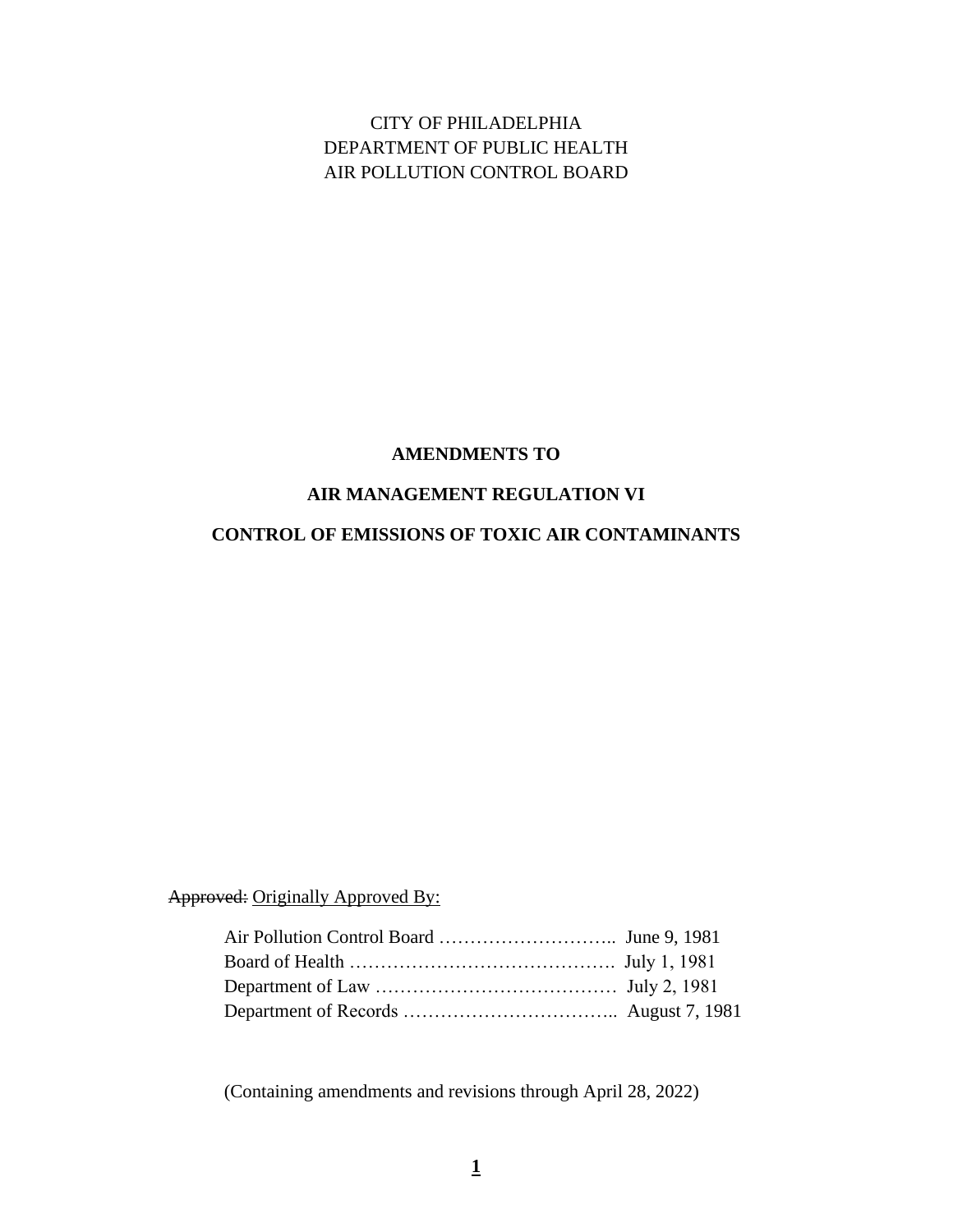CITY OF PHILADELPHIA
DEPARTMENT OF PUBLIC HEALTH
AIR POLLUTION CONTROL BOARD

# AMENDMENTS TO

# AIR MANAGEMENT REGULATION VI

# CONTROL OF EMISSIONS OF TOXIC AIR CONTAMINANTS

~~Approved:~~ <u>Originally Approved By:</u>

Air Pollution Control Board ……………………….. June 9, 1981
Board of Health ……………………………………. July 1, 1981
Department of Law ………………………………… July 2, 1981
Department of Records …………………………….. August 7, 1981

(Containing amendments and revisions through April 28, 2022)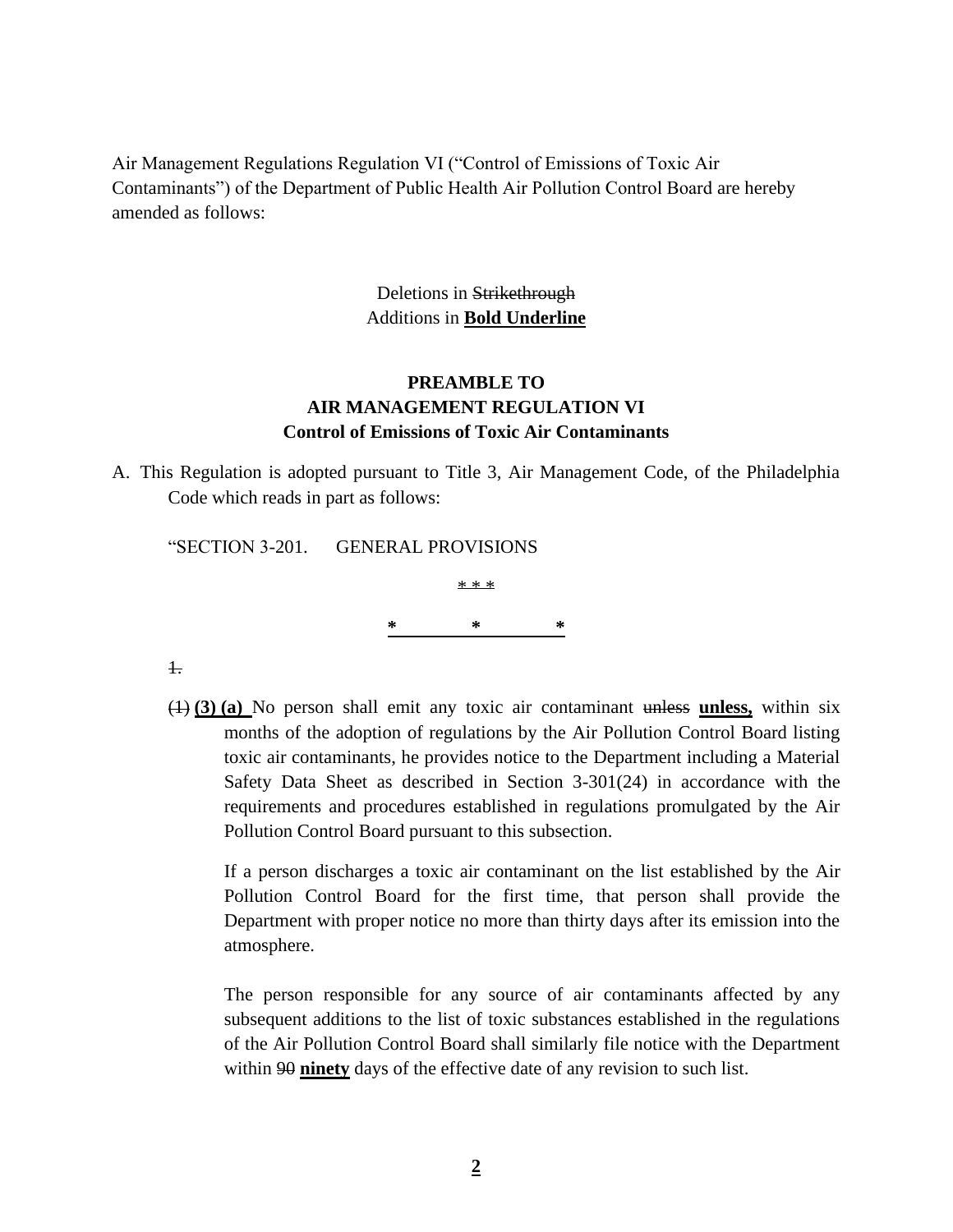Air Management Regulations Regulation VI ("Control of Emissions of Toxic Air Contaminants") of the Department of Public Health Air Pollution Control Board are hereby amended as follows:

Deletions in ~~Strikethrough~~
Additions in **<u>Bold Underline</u>**

**PREAMBLE TO**
**AIR MANAGEMENT REGULATION VI**
**Control of Emissions of Toxic Air Contaminants**

A. This Regulation is adopted pursuant to Title 3, Air Management Code, of the Philadelphia Code which reads in part as follows:

"SECTION 3-201. GENERAL PROVISIONS

~~\* \* \*~~

**<u>\* \* \*</u>**

~~1.~~

~~(1)~~ **<u>(3) (a)</u>** No person shall emit any toxic air contaminant ~~unless~~ **<u>unless,</u>** within six months of the adoption of regulations by the Air Pollution Control Board listing toxic air contaminants, he provides notice to the Department including a Material Safety Data Sheet as described in Section 3-301(24) in accordance with the requirements and procedures established in regulations promulgated by the Air Pollution Control Board pursuant to this subsection.

If a person discharges a toxic air contaminant on the list established by the Air Pollution Control Board for the first time, that person shall provide the Department with proper notice no more than thirty days after its emission into the atmosphere.

The person responsible for any source of air contaminants affected by any subsequent additions to the list of toxic substances established in the regulations of the Air Pollution Control Board shall similarly file notice with the Department within ~~90~~ **<u>ninety</u>** days of the effective date of any revision to such list.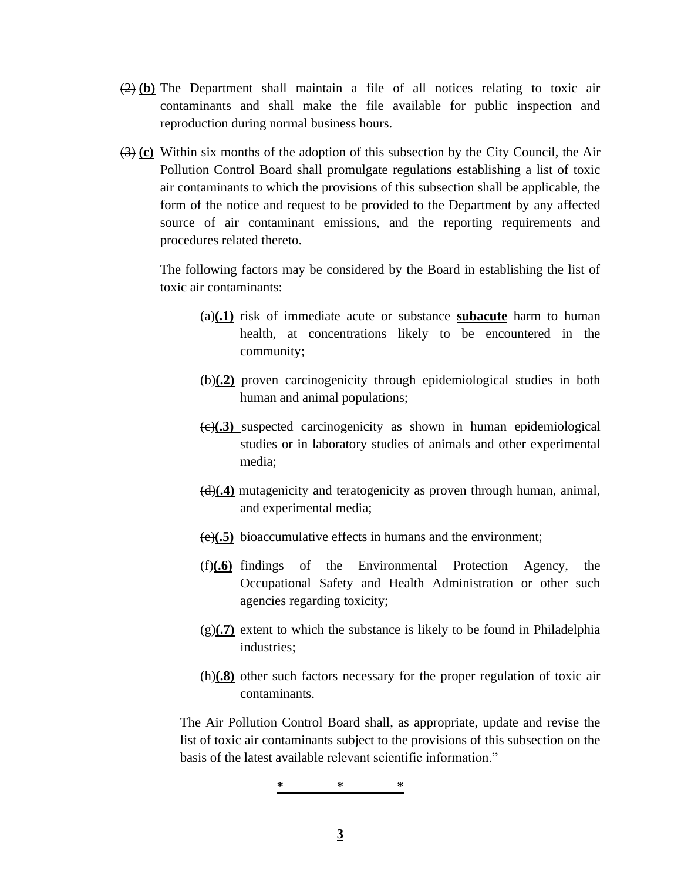~~(2)~~ **(b)** The Department shall maintain a file of all notices relating to toxic air contaminants and shall make the file available for public inspection and reproduction during normal business hours.

~~(3)~~ **(c)** Within six months of the adoption of this subsection by the City Council, the Air Pollution Control Board shall promulgate regulations establishing a list of toxic air contaminants to which the provisions of this subsection shall be applicable, the form of the notice and request to be provided to the Department by any affected source of air contaminant emissions, and the reporting requirements and procedures related thereto.

The following factors may be considered by the Board in establishing the list of toxic air contaminants:

~~(a)~~**(.1)** risk of immediate acute or ~~substance~~ **subacute** harm to human health, at concentrations likely to be encountered in the community;

~~(b)~~**(.2)** proven carcinogenicity through epidemiological studies in both human and animal populations;

~~(c)~~**(.3)** suspected carcinogenicity as shown in human epidemiological studies or in laboratory studies of animals and other experimental media;

~~(d)~~**(.4)** mutagenicity and teratogenicity as proven through human, animal, and experimental media;

~~(e)~~**(.5)** bioaccumulative effects in humans and the environment;

(f)**(.6)** findings of the Environmental Protection Agency, the Occupational Safety and Health Administration or other such agencies regarding toxicity;

~~(g)~~**(.7)** extent to which the substance is likely to be found in Philadelphia industries;

(h)**(.8)** other such factors necessary for the proper regulation of toxic air contaminants.

The Air Pollution Control Board shall, as appropriate, update and revise the list of toxic air contaminants subject to the provisions of this subsection on the basis of the latest available relevant scientific information."

\* \* \*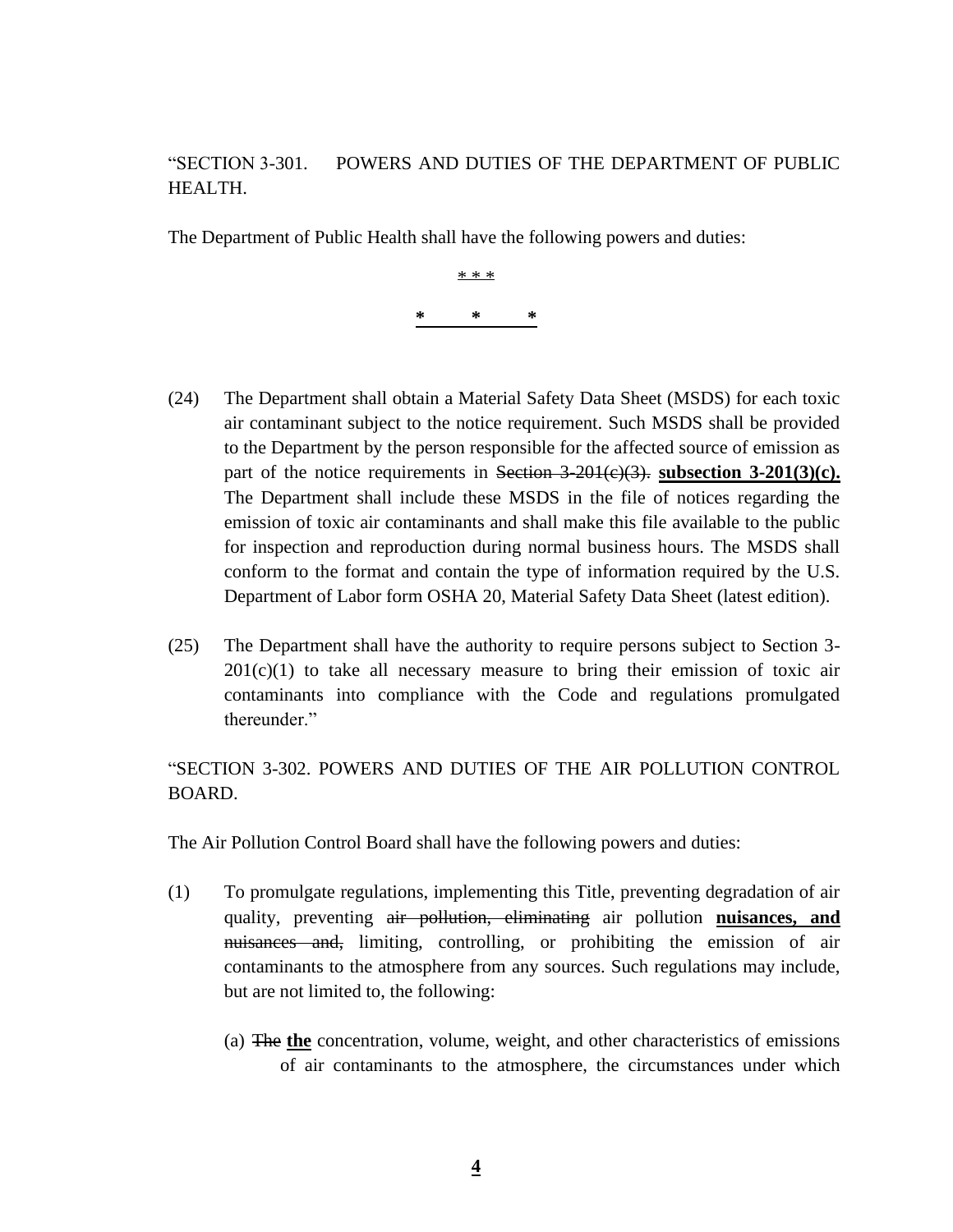"SECTION 3-301. POWERS AND DUTIES OF THE DEPARTMENT OF PUBLIC HEALTH.

The Department of Public Health shall have the following powers and duties:

<u>* * *</u>

<u>**\*     \*     \***</u>

(24) The Department shall obtain a Material Safety Data Sheet (MSDS) for each toxic air contaminant subject to the notice requirement. Such MSDS shall be provided to the Department by the person responsible for the affected source of emission as part of the notice requirements in ~~Section 3-201(c)(3).~~ <u>**subsection 3-201(3)(c).**</u> The Department shall include these MSDS in the file of notices regarding the emission of toxic air contaminants and shall make this file available to the public for inspection and reproduction during normal business hours. The MSDS shall conform to the format and contain the type of information required by the U.S. Department of Labor form OSHA 20, Material Safety Data Sheet (latest edition).

(25) The Department shall have the authority to require persons subject to Section 3-201(c)(1) to take all necessary measure to bring their emission of toxic air contaminants into compliance with the Code and regulations promulgated thereunder."

"SECTION 3-302. POWERS AND DUTIES OF THE AIR POLLUTION CONTROL BOARD.

The Air Pollution Control Board shall have the following powers and duties:

(1) To promulgate regulations, implementing this Title, preventing degradation of air quality, preventing ~~air pollution, eliminating~~ air pollution <u>**nuisances, and**</u> ~~nuisances and,~~ limiting, controlling, or prohibiting the emission of air contaminants to the atmosphere from any sources. Such regulations may include, but are not limited to, the following:

   (a) ~~The~~ <u>**the**</u> concentration, volume, weight, and other characteristics of emissions of air contaminants to the atmosphere, the circumstances under which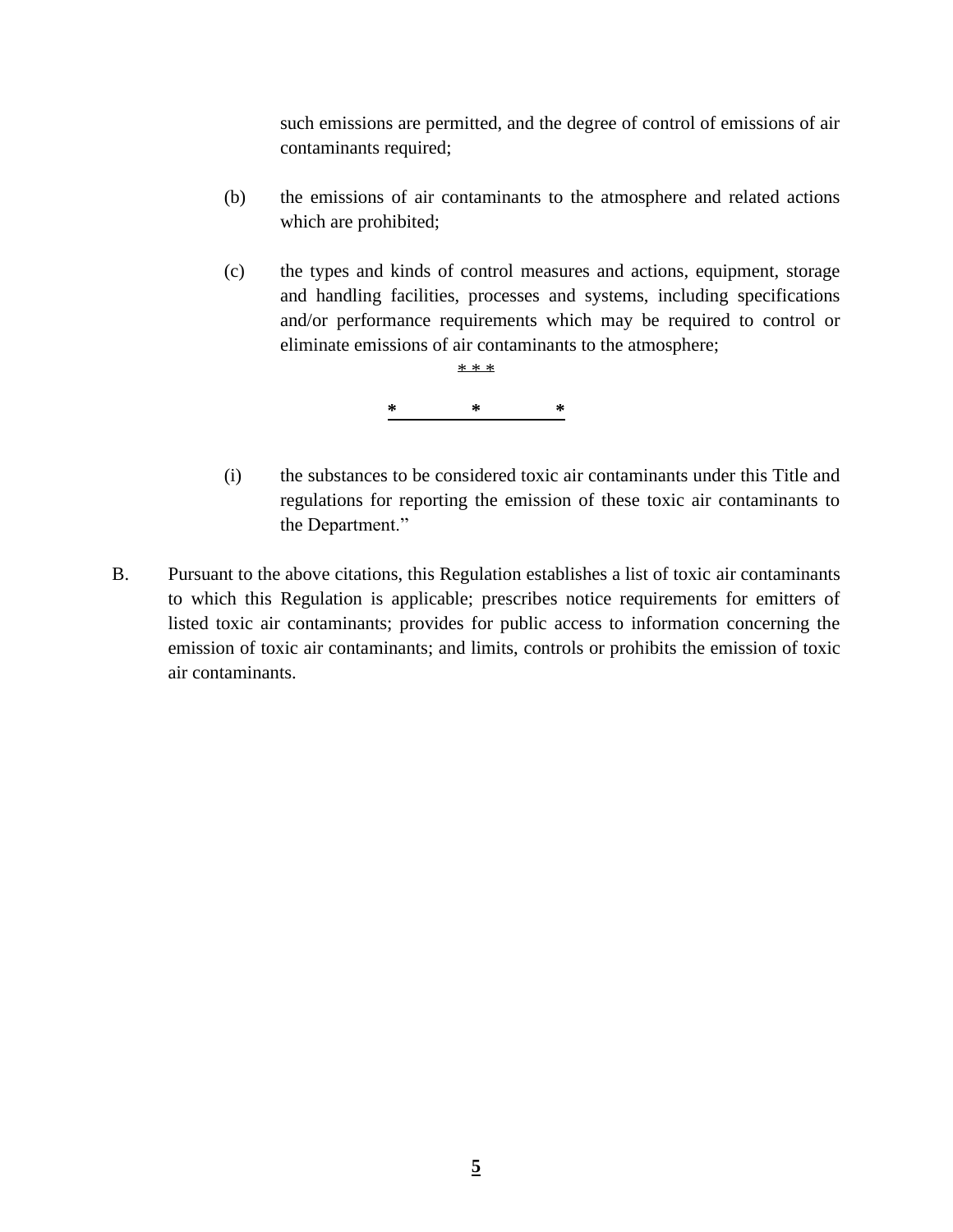such emissions are permitted, and the degree of control of emissions of air contaminants required;

(b) the emissions of air contaminants to the atmosphere and related actions which are prohibited;

(c) the types and kinds of control measures and actions, equipment, storage and handling facilities, processes and systems, including specifications and/or performance requirements which may be required to control or eliminate emissions of air contaminants to the atmosphere;

* * *

* * *

(i) the substances to be considered toxic air contaminants under this Title and regulations for reporting the emission of these toxic air contaminants to the Department."

B. Pursuant to the above citations, this Regulation establishes a list of toxic air contaminants to which this Regulation is applicable; prescribes notice requirements for emitters of listed toxic air contaminants; provides for public access to information concerning the emission of toxic air contaminants; and limits, controls or prohibits the emission of toxic air contaminants.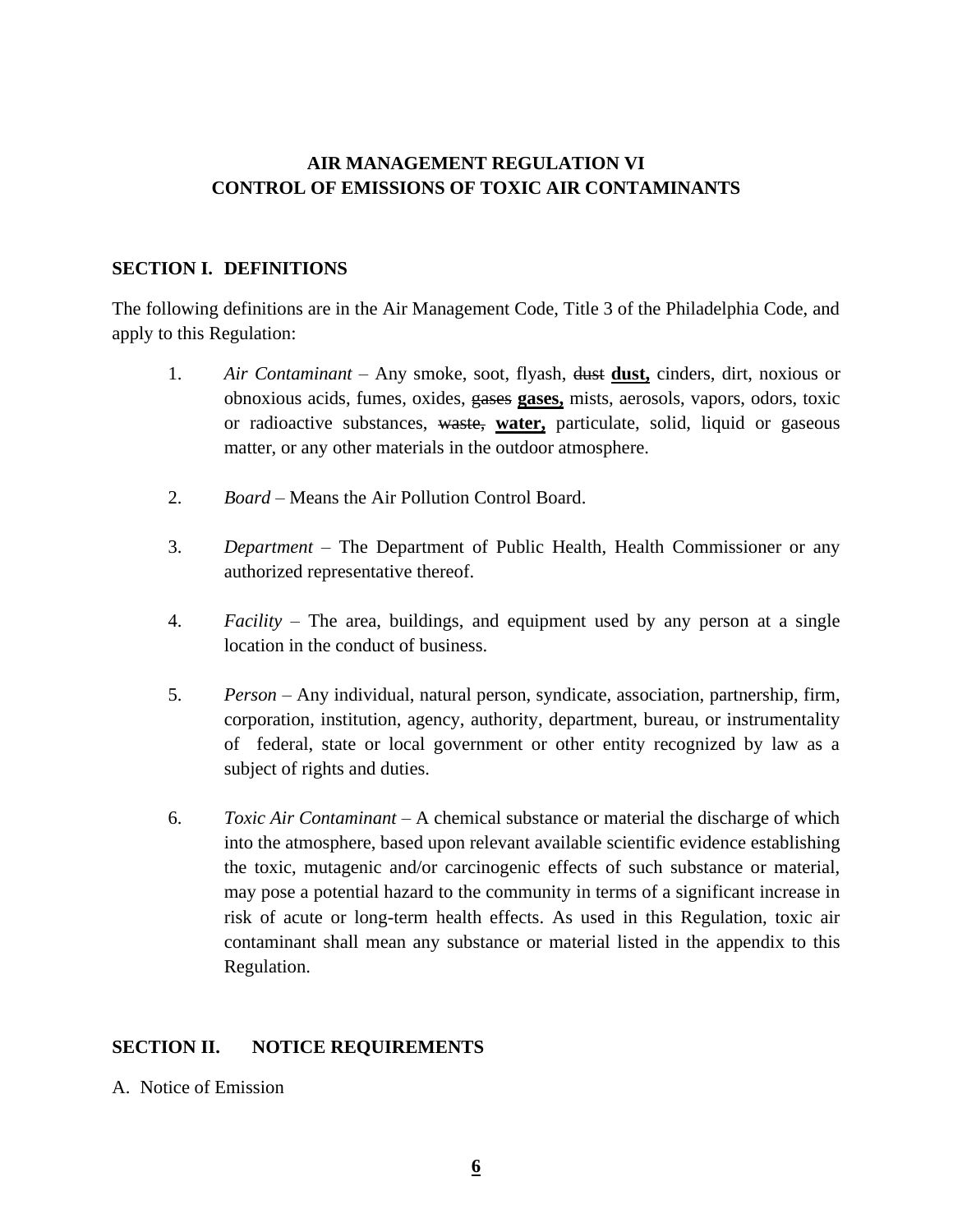# AIR MANAGEMENT REGULATION VI
# CONTROL OF EMISSIONS OF TOXIC AIR CONTAMINANTS

## SECTION I. DEFINITIONS

The following definitions are in the Air Management Code, Title 3 of the Philadelphia Code, and apply to this Regulation:

1. *Air Contaminant* – Any smoke, soot, flyash, ~~dust~~ **dust,** cinders, dirt, noxious or obnoxious acids, fumes, oxides, ~~gases~~ **gases,** mists, aerosols, vapors, odors, toxic or radioactive substances, ~~waste,~~ **water,** particulate, solid, liquid or gaseous matter, or any other materials in the outdoor atmosphere.

2. *Board* – Means the Air Pollution Control Board.

3. *Department* – The Department of Public Health, Health Commissioner or any authorized representative thereof.

4. *Facility* – The area, buildings, and equipment used by any person at a single location in the conduct of business.

5. *Person* – Any individual, natural person, syndicate, association, partnership, firm, corporation, institution, agency, authority, department, bureau, or instrumentality of federal, state or local government or other entity recognized by law as a subject of rights and duties.

6. *Toxic Air Contaminant* – A chemical substance or material the discharge of which into the atmosphere, based upon relevant available scientific evidence establishing the toxic, mutagenic and/or carcinogenic effects of such substance or material, may pose a potential hazard to the community in terms of a significant increase in risk of acute or long-term health effects. As used in this Regulation, toxic air contaminant shall mean any substance or material listed in the appendix to this Regulation.

## SECTION II. NOTICE REQUIREMENTS

A. Notice of Emission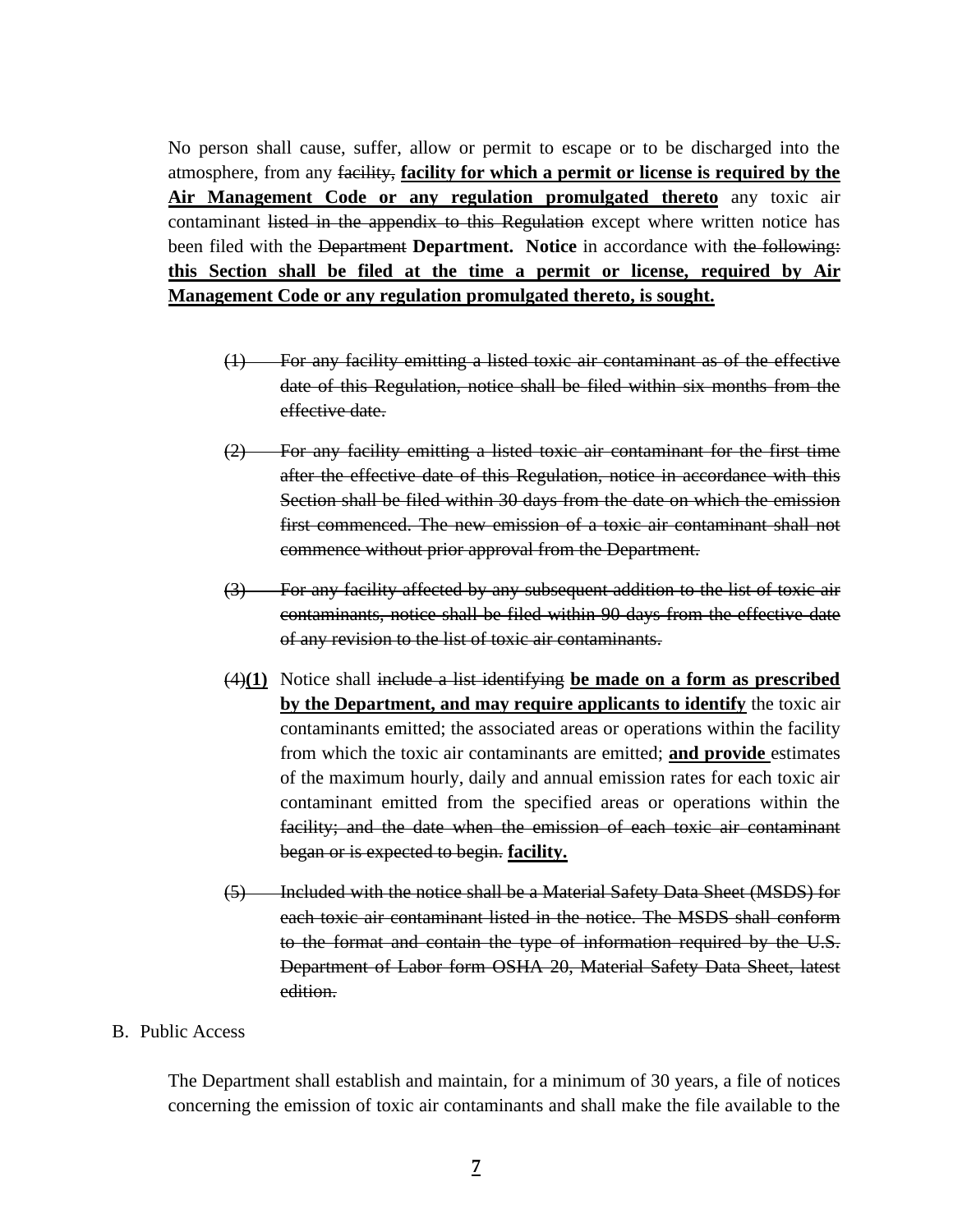No person shall cause, suffer, allow or permit to escape or to be discharged into the atmosphere, from any ~~facility,~~ **<u>facility for which a permit or license is required by the Air Management Code or any regulation promulgated thereto</u>** any toxic air contaminant ~~listed in the appendix to this Regulation~~ except where written notice has been filed with the ~~Department~~ **Department. Notice** in accordance with ~~the following:~~ **<u>this Section shall be filed at the time a permit or license, required by Air Management Code or any regulation promulgated thereto, is sought.</u>**

~~(1) For any facility emitting a listed toxic air contaminant as of the effective date of this Regulation, notice shall be filed within six months from the effective date.~~

~~(2) For any facility emitting a listed toxic air contaminant for the first time after the effective date of this Regulation, notice in accordance with this Section shall be filed within 30 days from the date on which the emission first commenced. The new emission of a toxic air contaminant shall not commence without prior approval from the Department.~~

~~(3) For any facility affected by any subsequent addition to the list of toxic air contaminants, notice shall be filed within 90 days from the effective date of any revision to the list of toxic air contaminants.~~

~~(4)~~**(1)** Notice shall ~~include a list identifying~~ **<u>be made on a form as prescribed by the Department, and may require applicants to identify</u>** the toxic air contaminants emitted; the associated areas or operations within the facility from which the toxic air contaminants are emitted; **<u>and provide</u>** estimates of the maximum hourly, daily and annual emission rates for each toxic air contaminant emitted from the specified areas or operations within the ~~facility; and the date when the emission of each toxic air contaminant began or is expected to begin.~~ **<u>facility.</u>**

~~(5) Included with the notice shall be a Material Safety Data Sheet (MSDS) for each toxic air contaminant listed in the notice. The MSDS shall conform to the format and contain the type of information required by the U.S. Department of Labor form OSHA 20, Material Safety Data Sheet, latest edition.~~

B. Public Access

The Department shall establish and maintain, for a minimum of 30 years, a file of notices concerning the emission of toxic air contaminants and shall make the file available to the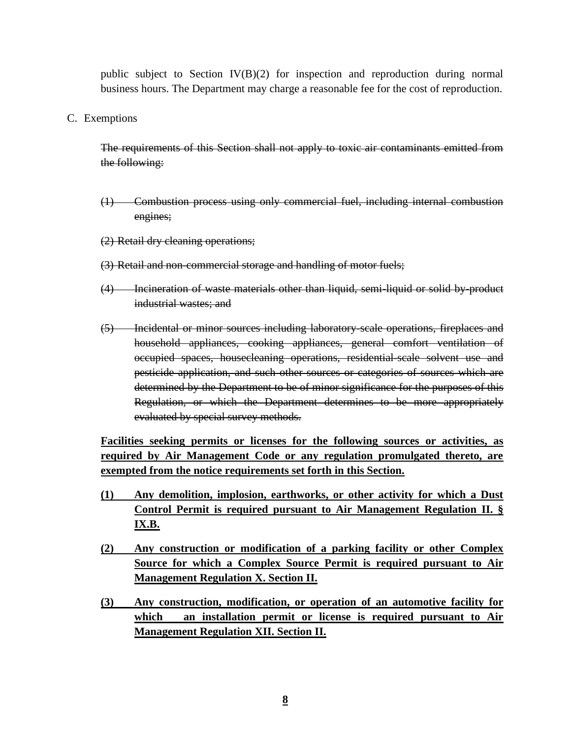public subject to Section IV(B)(2) for inspection and reproduction during normal business hours. The Department may charge a reasonable fee for the cost of reproduction.

C. Exemptions

~~The requirements of this Section shall not apply to toxic air contaminants emitted from the following:~~

~~(1) Combustion process using only commercial fuel, including internal combustion engines;~~

~~(2) Retail dry cleaning operations;~~

~~(3) Retail and non-commercial storage and handling of motor fuels;~~

~~(4) Incineration of waste materials other than liquid, semi-liquid or solid by-product industrial wastes; and~~

~~(5) Incidental or minor sources including laboratory-scale operations, fireplaces and household appliances, cooking appliances, general comfort ventilation of occupied spaces, housecleaning operations, residential-scale solvent use and pesticide application, and such other sources or categories of sources which are determined by the Department to be of minor significance for the purposes of this Regulation, or which the Department determines to be more appropriately evaluated by special survey methods.~~

<u>**Facilities seeking permits or licenses for the following sources or activities, as required by Air Management Code or any regulation promulgated thereto, are exempted from the notice requirements set forth in this Section.**</u>

<u>**(1) Any demolition, implosion, earthworks, or other activity for which a Dust Control Permit is required pursuant to Air Management Regulation II. § IX.B.**</u>

<u>**(2) Any construction or modification of a parking facility or other Complex Source for which a Complex Source Permit is required pursuant to Air Management Regulation X. Section II.**</u>

<u>**(3) Any construction, modification, or operation of an automotive facility for which an installation permit or license is required pursuant to Air Management Regulation XII. Section II.**</u>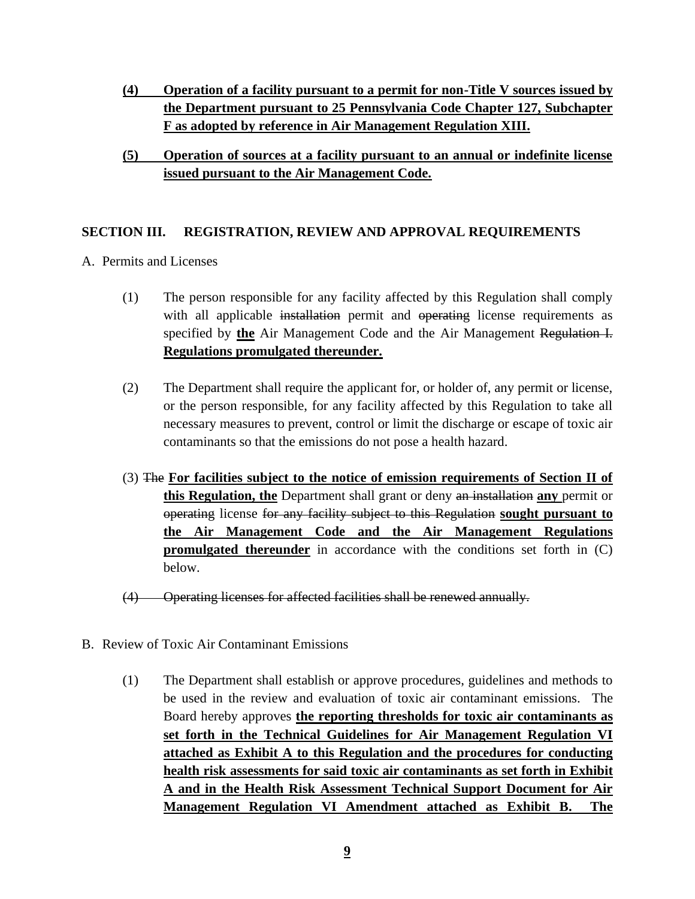**(4) Operation of a facility pursuant to a permit for non-Title V sources issued by the Department pursuant to 25 Pennsylvania Code Chapter 127, Subchapter F as adopted by reference in Air Management Regulation XIII.**

**(5) Operation of sources at a facility pursuant to an annual or indefinite license issued pursuant to the Air Management Code.**

## SECTION III. REGISTRATION, REVIEW AND APPROVAL REQUIREMENTS

A. Permits and Licenses

(1) The person responsible for any facility affected by this Regulation shall comply with all applicable ~~installation~~ permit and ~~operating~~ license requirements as specified by **the** Air Management Code and the Air Management ~~Regulation I.~~ **Regulations promulgated thereunder.**

(2) The Department shall require the applicant for, or holder of, any permit or license, or the person responsible, for any facility affected by this Regulation to take all necessary measures to prevent, control or limit the discharge or escape of toxic air contaminants so that the emissions do not pose a health hazard.

(3) ~~The~~ **For facilities subject to the notice of emission requirements of Section II of this Regulation, the** Department shall grant or deny ~~an installation~~ **any** permit or ~~operating~~ license ~~for any facility subject to this Regulation~~ **sought pursuant to the Air Management Code and the Air Management Regulations promulgated thereunder** in accordance with the conditions set forth in (C) below.

~~(4) Operating licenses for affected facilities shall be renewed annually.~~

B. Review of Toxic Air Contaminant Emissions

(1) The Department shall establish or approve procedures, guidelines and methods to be used in the review and evaluation of toxic air contaminant emissions. The Board hereby approves **the reporting thresholds for toxic air contaminants as set forth in the Technical Guidelines for Air Management Regulation VI attached as Exhibit A to this Regulation and the procedures for conducting health risk assessments for said toxic air contaminants as set forth in Exhibit A and in the Health Risk Assessment Technical Support Document for Air Management Regulation VI Amendment attached as Exhibit B. The**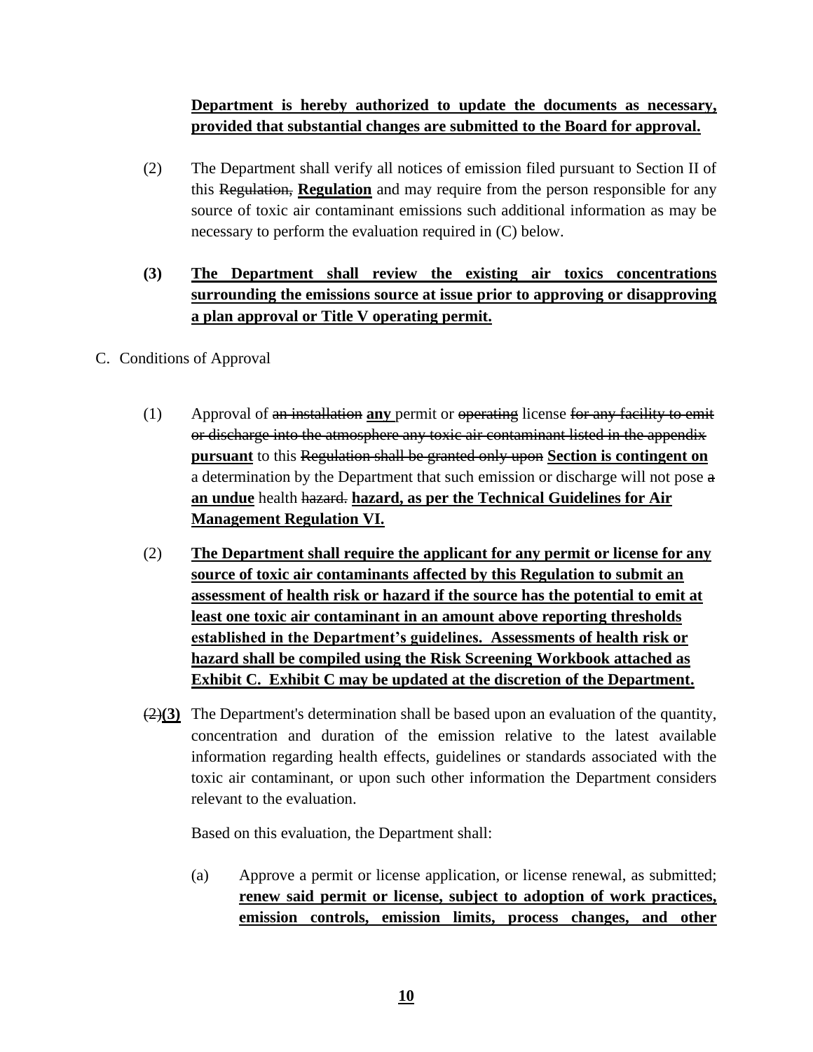**Department is hereby authorized to update the documents as necessary, provided that substantial changes are submitted to the Board for approval.**

(2) The Department shall verify all notices of emission filed pursuant to Section II of this ~~Regulation,~~ **Regulation** and may require from the person responsible for any source of toxic air contaminant emissions such additional information as may be necessary to perform the evaluation required in (C) below.

**(3) The Department shall review the existing air toxics concentrations surrounding the emissions source at issue prior to approving or disapproving a plan approval or Title V operating permit.**

C. Conditions of Approval

(1) Approval of ~~an installation~~ **any** permit or ~~operating~~ license ~~for any facility to emit or discharge into the atmosphere any toxic air contaminant listed in the appendix~~ **pursuant** to this ~~Regulation shall be granted only upon~~ **Section is contingent on** a determination by the Department that such emission or discharge will not pose ~~a~~ **an undue** health ~~hazard.~~ **hazard, as per the Technical Guidelines for Air Management Regulation VI.**

(2) **The Department shall require the applicant for any permit or license for any source of toxic air contaminants affected by this Regulation to submit an assessment of health risk or hazard if the source has the potential to emit at least one toxic air contaminant in an amount above reporting thresholds established in the Department's guidelines. Assessments of health risk or hazard shall be compiled using the Risk Screening Workbook attached as Exhibit C. Exhibit C may be updated at the discretion of the Department.**

~~(2)~~**(3)** The Department's determination shall be based upon an evaluation of the quantity, concentration and duration of the emission relative to the latest available information regarding health effects, guidelines or standards associated with the toxic air contaminant, or upon such other information the Department considers relevant to the evaluation.

Based on this evaluation, the Department shall:

(a) Approve a permit or license application, or license renewal, as submitted; **renew said permit or license, subject to adoption of work practices, emission controls, emission limits, process changes, and other**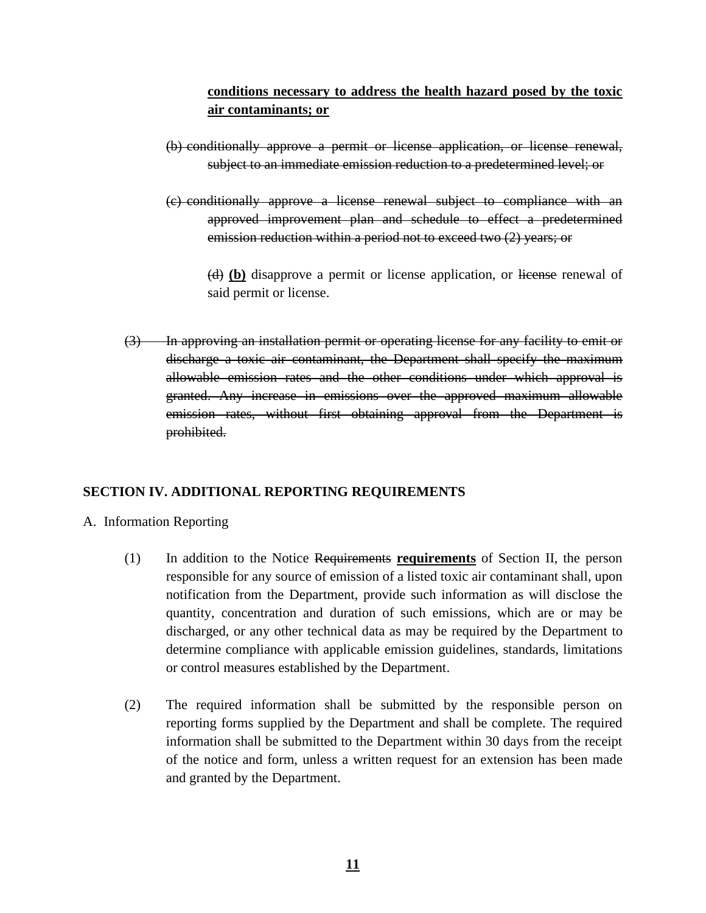**<u>conditions necessary to address the health hazard posed by the toxic air contaminants; or</u>**

~~(b) conditionally approve a permit or license application, or license renewal, subject to an immediate emission reduction to a predetermined level; or~~

~~(c) conditionally approve a license renewal subject to compliance with an approved improvement plan and schedule to effect a predetermined emission reduction within a period not to exceed two (2) years; or~~

~~(d)~~ **<u>(b)</u>** disapprove a permit or license application, or ~~license~~ renewal of said permit or license.

~~(3) In approving an installation permit or operating license for any facility to emit or discharge a toxic air contaminant, the Department shall specify the maximum allowable emission rates and the other conditions under which approval is granted. Any increase in emissions over the approved maximum allowable emission rates, without first obtaining approval from the Department is prohibited.~~

## SECTION IV. ADDITIONAL REPORTING REQUIREMENTS

A. Information Reporting

(1) In addition to the Notice ~~Requirements~~ **<u>requirements</u>** of Section II, the person responsible for any source of emission of a listed toxic air contaminant shall, upon notification from the Department, provide such information as will disclose the quantity, concentration and duration of such emissions, which are or may be discharged, or any other technical data as may be required by the Department to determine compliance with applicable emission guidelines, standards, limitations or control measures established by the Department.

(2) The required information shall be submitted by the responsible person on reporting forms supplied by the Department and shall be complete. The required information shall be submitted to the Department within 30 days from the receipt of the notice and form, unless a written request for an extension has been made and granted by the Department.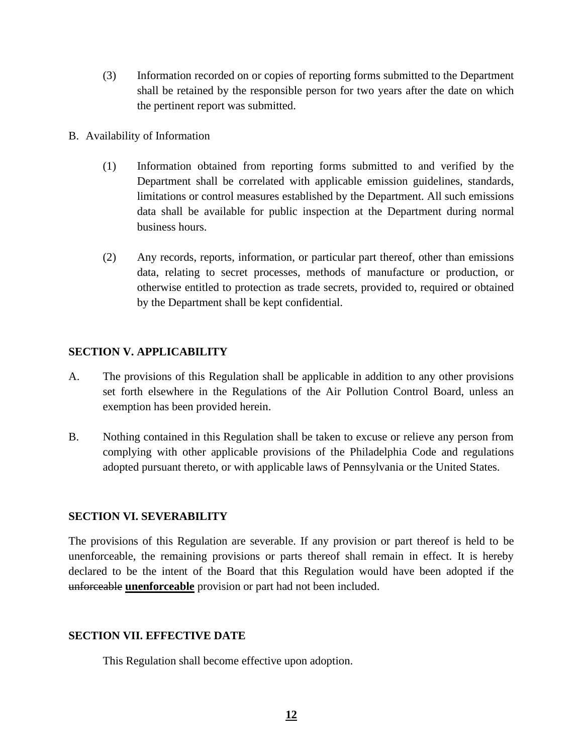(3) Information recorded on or copies of reporting forms submitted to the Department shall be retained by the responsible person for two years after the date on which the pertinent report was submitted.

B. Availability of Information

(1) Information obtained from reporting forms submitted to and verified by the Department shall be correlated with applicable emission guidelines, standards, limitations or control measures established by the Department. All such emissions data shall be available for public inspection at the Department during normal business hours.

(2) Any records, reports, information, or particular part thereof, other than emissions data, relating to secret processes, methods of manufacture or production, or otherwise entitled to protection as trade secrets, provided to, required or obtained by the Department shall be kept confidential.

**SECTION V. APPLICABILITY**

A. The provisions of this Regulation shall be applicable in addition to any other provisions set forth elsewhere in the Regulations of the Air Pollution Control Board, unless an exemption has been provided herein.

B. Nothing contained in this Regulation shall be taken to excuse or relieve any person from complying with other applicable provisions of the Philadelphia Code and regulations adopted pursuant thereto, or with applicable laws of Pennsylvania or the United States.

**SECTION VI. SEVERABILITY**

The provisions of this Regulation are severable. If any provision or part thereof is held to be unenforceable, the remaining provisions or parts thereof shall remain in effect. It is hereby declared to be the intent of the Board that this Regulation would have been adopted if the ~~unforceable~~ **unenforceable** provision or part had not been included.

**SECTION VII. EFFECTIVE DATE**

This Regulation shall become effective upon adoption.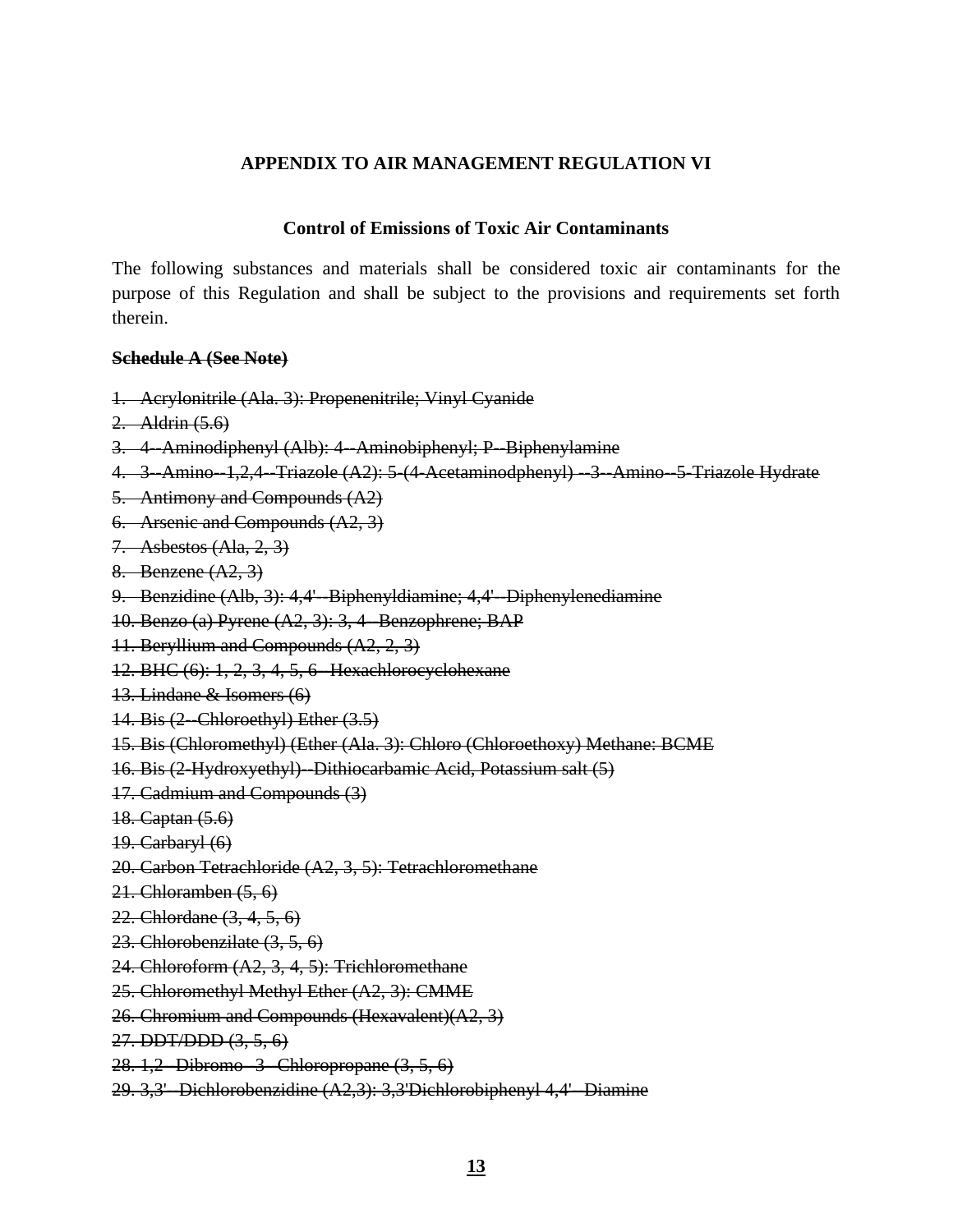**APPENDIX TO AIR MANAGEMENT REGULATION VI**

**Control of Emissions of Toxic Air Contaminants**

The following substances and materials shall be considered toxic air contaminants for the purpose of this Regulation and shall be subject to the provisions and requirements set forth therein.

~~**Schedule A (See Note)**~~

~~1. Acrylonitrile (Ala. 3): Propenenitrile; Vinyl Cyanide~~
~~2. Aldrin (5.6)~~
~~3. 4--Aminodiphenyl (Alb): 4--Aminobiphenyl; P--Biphenylamine~~
~~4. 3--Amino--1,2,4--Triazole (A2): 5-(4-Acetaminodphenyl) --3--Amino--5-Triazole Hydrate~~
~~5. Antimony and Compounds (A2)~~
~~6. Arsenic and Compounds (A2, 3)~~
~~7. Asbestos (Ala, 2, 3)~~
~~8. Benzene (A2, 3)~~
~~9. Benzidine (Alb, 3): 4,4'--Biphenyldiamine; 4,4'--Diphenylenediamine~~
~~10. Benzo (a) Pyrene (A2, 3): 3, 4--Benzophrene; BAP~~
~~11. Beryllium and Compounds (A2, 2, 3)~~
~~12. BHC (6): 1, 2, 3, 4, 5, 6--Hexachlorocyclohexane~~
~~13. Lindane & Isomers (6)~~
~~14. Bis (2--Chloroethyl) Ether (3.5)~~
~~15. Bis (Chloromethyl) (Ether (Ala. 3): Chloro (Chloroethoxy) Methane: BCME~~
~~16. Bis (2-Hydroxyethyl)--Dithiocarbamic Acid, Potassium salt (5)~~
~~17. Cadmium and Compounds (3)~~
~~18. Captan (5.6)~~
~~19. Carbaryl (6)~~
~~20. Carbon Tetrachloride (A2, 3, 5): Tetrachloromethane~~
~~21. Chloramben (5, 6)~~
~~22. Chlordane (3, 4, 5, 6)~~
~~23. Chlorobenzilate (3, 5, 6)~~
~~24. Chloroform (A2, 3, 4, 5): Trichloromethane~~
~~25. Chloromethyl Methyl Ether (A2, 3): CMME~~
~~26. Chromium and Compounds (Hexavalent)(A2, 3)~~
~~27. DDT/DDD (3, 5, 6)~~
~~28. 1,2--Dibromo--3--Chloropropane (3, 5, 6)~~
~~29. 3,3'--Dichlorobenzidine (A2,3): 3,3'Dichlorobiphenyl 4,4'--Diamine~~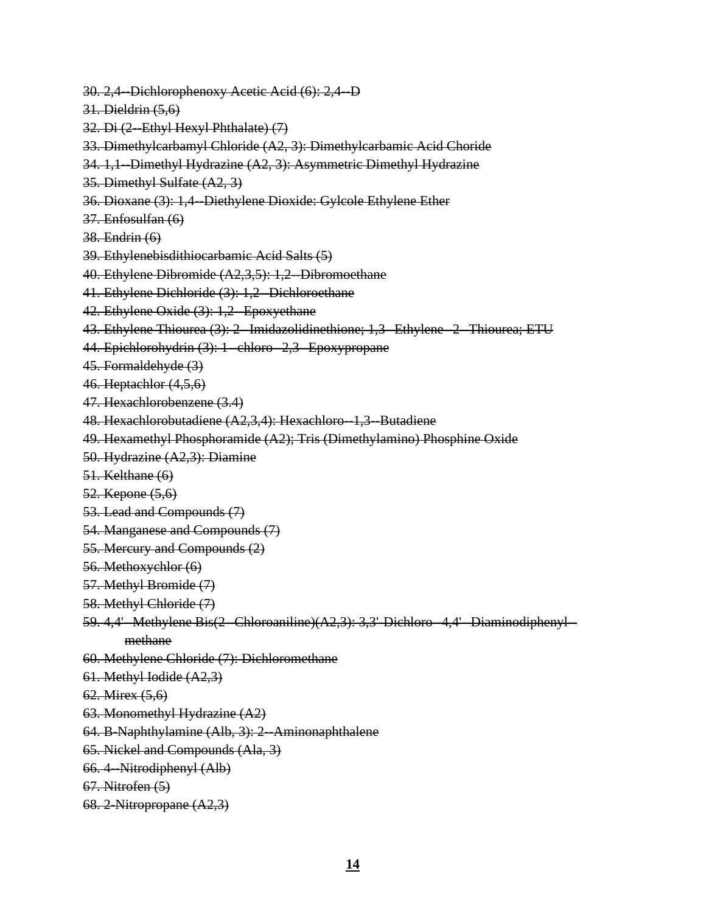~~30. 2,4--Dichlorophenoxy Acetic Acid (6): 2,4--D~~

~~31. Dieldrin (5,6)~~

~~32. Di (2--Ethyl Hexyl Phthalate) (7)~~

~~33. Dimethylcarbamyl Chloride (A2, 3): Dimethylcarbamic Acid Choride~~

~~34. 1,1--Dimethyl Hydrazine (A2, 3): Asymmetric Dimethyl Hydrazine~~

~~35. Dimethyl Sulfate (A2, 3)~~

~~36. Dioxane (3): 1,4--Diethylene Dioxide: Gylcole Ethylene Ether~~

~~37. Enfosulfan (6)~~

~~38. Endrin (6)~~

~~39. Ethylenebisdithiocarbamic Acid Salts (5)~~

~~40. Ethylene Dibromide (A2,3,5): 1,2--Dibromoethane~~

~~41. Ethylene Dichloride (3): 1,2--Dichloroethane~~

~~42. Ethylene Oxide (3): 1,2--Epoxyethane~~

~~43. Ethylene Thiourea (3): 2--Imidazolidinethione; 1,3--Ethylene--2--Thiourea; ETU~~

~~44. Epichlorohydrin (3): 1--chloro--2,3--Epoxypropane~~

~~45. Formaldehyde (3)~~

~~46. Heptachlor (4,5,6)~~

~~47. Hexachlorobenzene (3.4)~~

~~48. Hexachlorobutadiene (A2,3,4): Hexachloro--1,3--Butadiene~~

~~49. Hexamethyl Phosphoramide (A2); Tris (Dimethylamino) Phosphine Oxide~~

~~50. Hydrazine (A2,3): Diamine~~

~~51. Kelthane (6)~~

~~52. Kepone (5,6)~~

~~53. Lead and Compounds (7)~~

~~54. Manganese and Compounds (7)~~

~~55. Mercury and Compounds (2)~~

~~56. Methoxychlor (6)~~

~~57. Methyl Bromide (7)~~

~~58. Methyl Chloride (7)~~

~~59. 4,4'--Methylene Bis(2--Chloroaniline)(A2,3): 3,3'-Dichloro--4,4'--Diaminodiphenyl--methane~~

~~60. Methylene Chloride (7): Dichloromethane~~

~~61. Methyl Iodide (A2,3)~~

~~62. Mirex (5,6)~~

~~63. Monomethyl Hydrazine (A2)~~

~~64. B-Naphthylamine (Alb, 3): 2--Aminonaphthalene~~

~~65. Nickel and Compounds (Ala, 3)~~

~~66. 4--Nitrodiphenyl (Alb)~~

~~67. Nitrofen (5)~~

~~68. 2-Nitropropane (A2,3)~~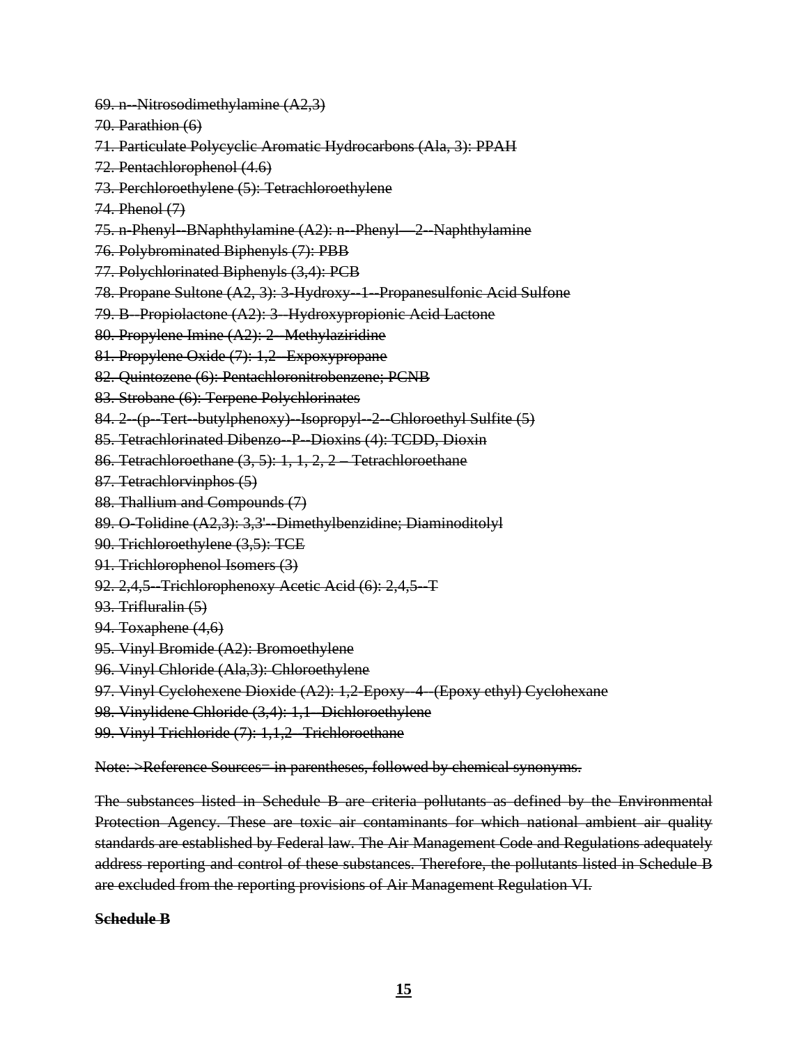~~69. n--Nitrosodimethylamine (A2,3)~~

~~70. Parathion (6)~~

~~71. Particulate Polycyclic Aromatic Hydrocarbons (Ala, 3): PPAH~~

~~72. Pentachlorophenol (4.6)~~

~~73. Perchloroethylene (5): Tetrachloroethylene~~

~~74. Phenol (7)~~

~~75. n-Phenyl--BNaphthylamine (A2): n--Phenyl—2--Naphthylamine~~

~~76. Polybrominated Biphenyls (7): PBB~~

~~77. Polychlorinated Biphenyls (3,4): PCB~~

~~78. Propane Sultone (A2, 3): 3-Hydroxy--1--Propanesulfonic Acid Sulfone~~

~~79. B--Propiolactone (A2): 3--Hydroxypropionic Acid Lactone~~

~~80. Propylene Imine (A2): 2--Methylaziridine~~

~~81. Propylene Oxide (7): 1,2--Expoxypropane~~

~~82. Quintozene (6): Pentachloronitrobenzene; PCNB~~

~~83. Strobane (6): Terpene Polychlorinates~~

~~84. 2--(p--Tert--butylphenoxy)--Isopropyl--2--Chloroethyl Sulfite (5)~~

~~85. Tetrachlorinated Dibenzo--P--Dioxins (4): TCDD, Dioxin~~

~~86. Tetrachloroethane (3, 5): 1, 1, 2, 2 – Tetrachloroethane~~

~~87. Tetrachlorvinphos (5)~~

~~88. Thallium and Compounds (7)~~

~~89. O-Tolidine (A2,3): 3,3'--Dimethylbenzidine; Diaminoditolyl~~

~~90. Trichloroethylene (3,5): TCE~~

~~91. Trichlorophenol Isomers (3)~~

~~92. 2,4,5--Trichlorophenoxy Acetic Acid (6): 2,4,5--T~~

~~93. Trifluralin (5)~~

~~94. Toxaphene (4,6)~~

~~95. Vinyl Bromide (A2): Bromoethylene~~

~~96. Vinyl Chloride (Ala,3): Chloroethylene~~

~~97. Vinyl Cyclohexene Dioxide (A2): 1,2-Epoxy--4--(Epoxy ethyl) Cyclohexane~~

~~98. Vinylidene Chloride (3,4): 1,1--Dichloroethylene~~

~~99. Vinyl Trichloride (7): 1,1,2--Trichloroethane~~

~~Note: >Reference Sources= in parentheses, followed by chemical synonyms.~~

~~The substances listed in Schedule B are criteria pollutants as defined by the Environmental Protection Agency. These are toxic air contaminants for which national ambient air quality standards are established by Federal law. The Air Management Code and Regulations adequately address reporting and control of these substances. Therefore, the pollutants listed in Schedule B are excluded from the reporting provisions of Air Management Regulation VI.~~

**~~Schedule B~~**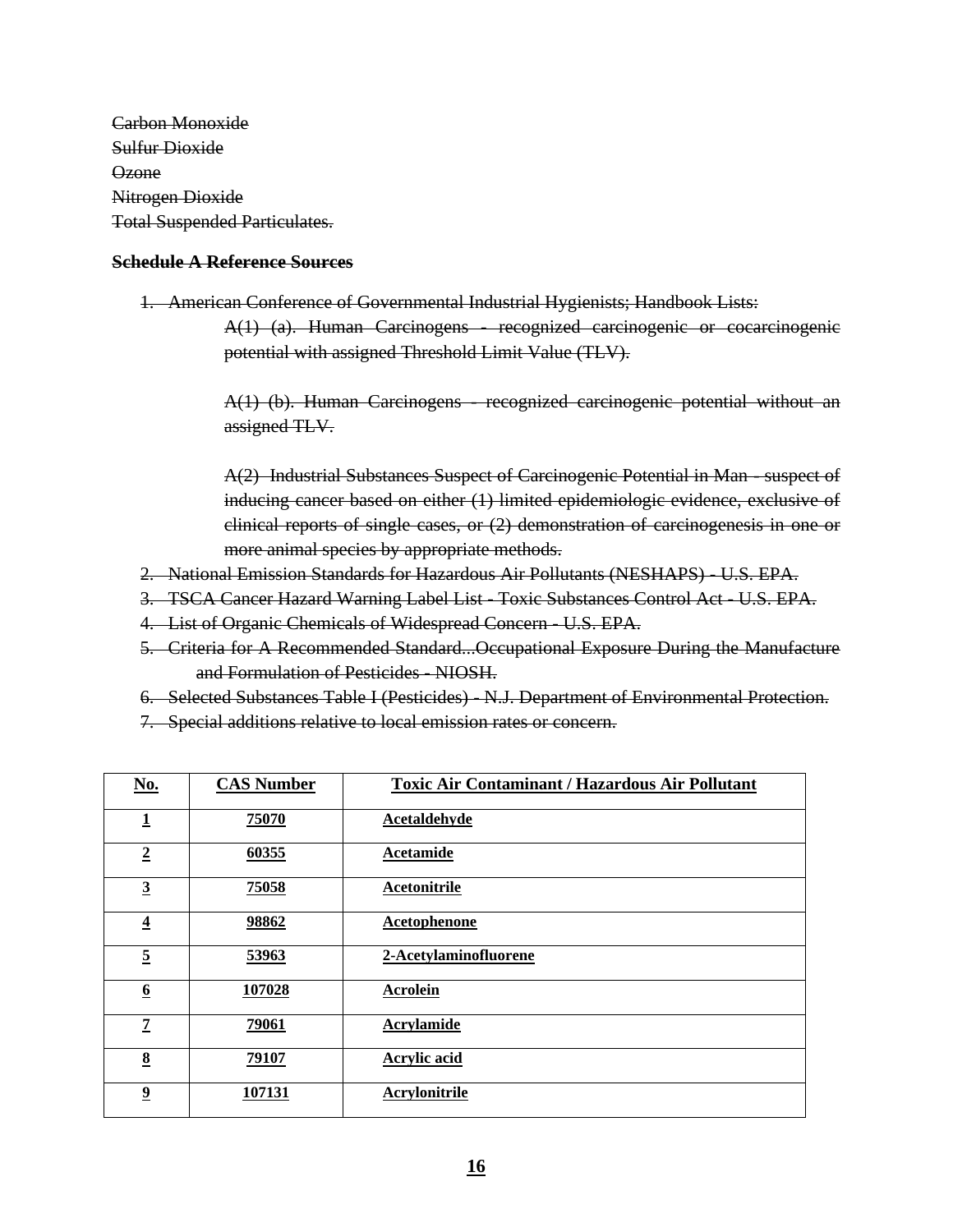~~Carbon Monoxide~~
~~Sulfur Dioxide~~
~~Ozone~~
~~Nitrogen Dioxide~~
~~Total Suspended Particulates.~~

~~**Schedule A Reference Sources**~~

1. ~~American Conference of Governmental Industrial Hygienists; Handbook Lists:~~

   ~~A(1) (a). Human Carcinogens - recognized carcinogenic or cocarcinogenic potential with assigned Threshold Limit Value (TLV).~~

   ~~A(1) (b). Human Carcinogens - recognized carcinogenic potential without an assigned TLV.~~

   ~~A(2) Industrial Substances Suspect of Carcinogenic Potential in Man - suspect of inducing cancer based on either (1) limited epidemiologic evidence, exclusive of clinical reports of single cases, or (2) demonstration of carcinogenesis in one or more animal species by appropriate methods.~~
2. ~~National Emission Standards for Hazardous Air Pollutants (NESHAPS) - U.S. EPA.~~
3. ~~TSCA Cancer Hazard Warning Label List - Toxic Substances Control Act - U.S. EPA.~~
4. ~~List of Organic Chemicals of Widespread Concern - U.S. EPA.~~
5. ~~Criteria for A Recommended Standard...Occupational Exposure During the Manufacture and Formulation of Pesticides - NIOSH.~~
6. ~~Selected Substances Table I (Pesticides) - N.J. Department of Environmental Protection.~~
7. ~~Special additions relative to local emission rates or concern.~~

| No. | CAS Number | Toxic Air Contaminant / Hazardous Air Pollutant |
|---|---|---|
| 1 | 75070 | Acetaldehyde |
| 2 | 60355 | Acetamide |
| 3 | 75058 | Acetonitrile |
| 4 | 98862 | Acetophenone |
| 5 | 53963 | 2-Acetylaminofluorene |
| 6 | 107028 | Acrolein |
| 7 | 79061 | Acrylamide |
| 8 | 79107 | Acrylic acid |
| 9 | 107131 | Acrylonitrile |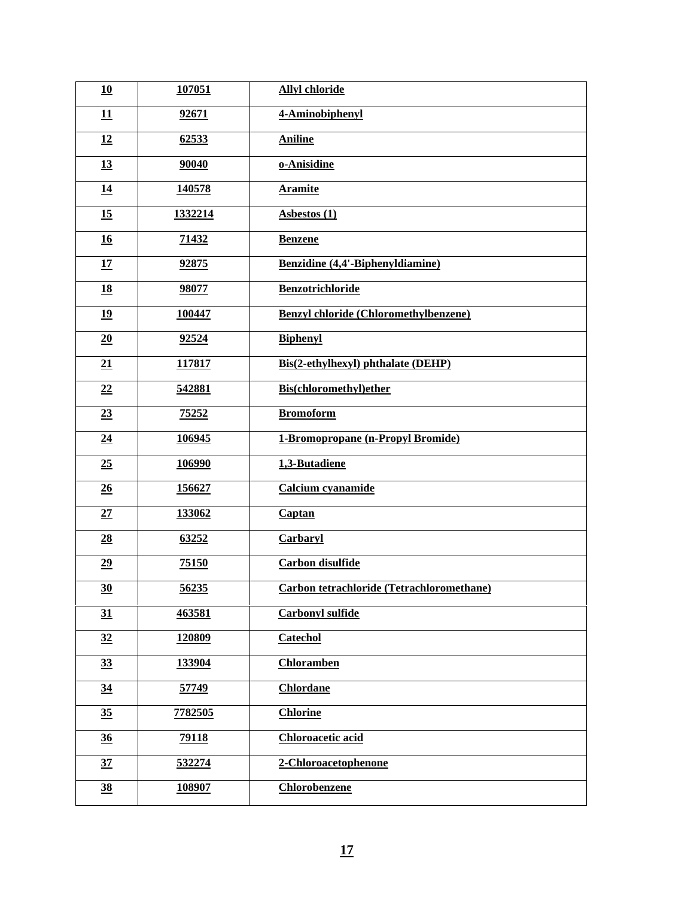| 10 | 107051 | Allyl chloride |
|---|---|---|
| 11 | 92671 | 4-Aminobiphenyl |
| 12 | 62533 | Aniline |
| 13 | 90040 | o-Anisidine |
| 14 | 140578 | Aramite |
| 15 | 1332214 | Asbestos (1) |
| 16 | 71432 | Benzene |
| 17 | 92875 | Benzidine (4,4'-Biphenyldiamine) |
| 18 | 98077 | Benzotrichloride |
| 19 | 100447 | Benzyl chloride (Chloromethylbenzene) |
| 20 | 92524 | Biphenyl |
| 21 | 117817 | Bis(2-ethylhexyl) phthalate (DEHP) |
| 22 | 542881 | Bis(chloromethyl)ether |
| 23 | 75252 | Bromoform |
| 24 | 106945 | 1-Bromopropane (n-Propyl Bromide) |
| 25 | 106990 | 1,3-Butadiene |
| 26 | 156627 | Calcium cyanamide |
| 27 | 133062 | Captan |
| 28 | 63252 | Carbaryl |
| 29 | 75150 | Carbon disulfide |
| 30 | 56235 | Carbon tetrachloride (Tetrachloromethane) |
| 31 | 463581 | Carbonyl sulfide |
| 32 | 120809 | Catechol |
| 33 | 133904 | Chloramben |
| 34 | 57749 | Chlordane |
| 35 | 7782505 | Chlorine |
| 36 | 79118 | Chloroacetic acid |
| 37 | 532274 | 2-Chloroacetophenone |
| 38 | 108907 | Chlorobenzene |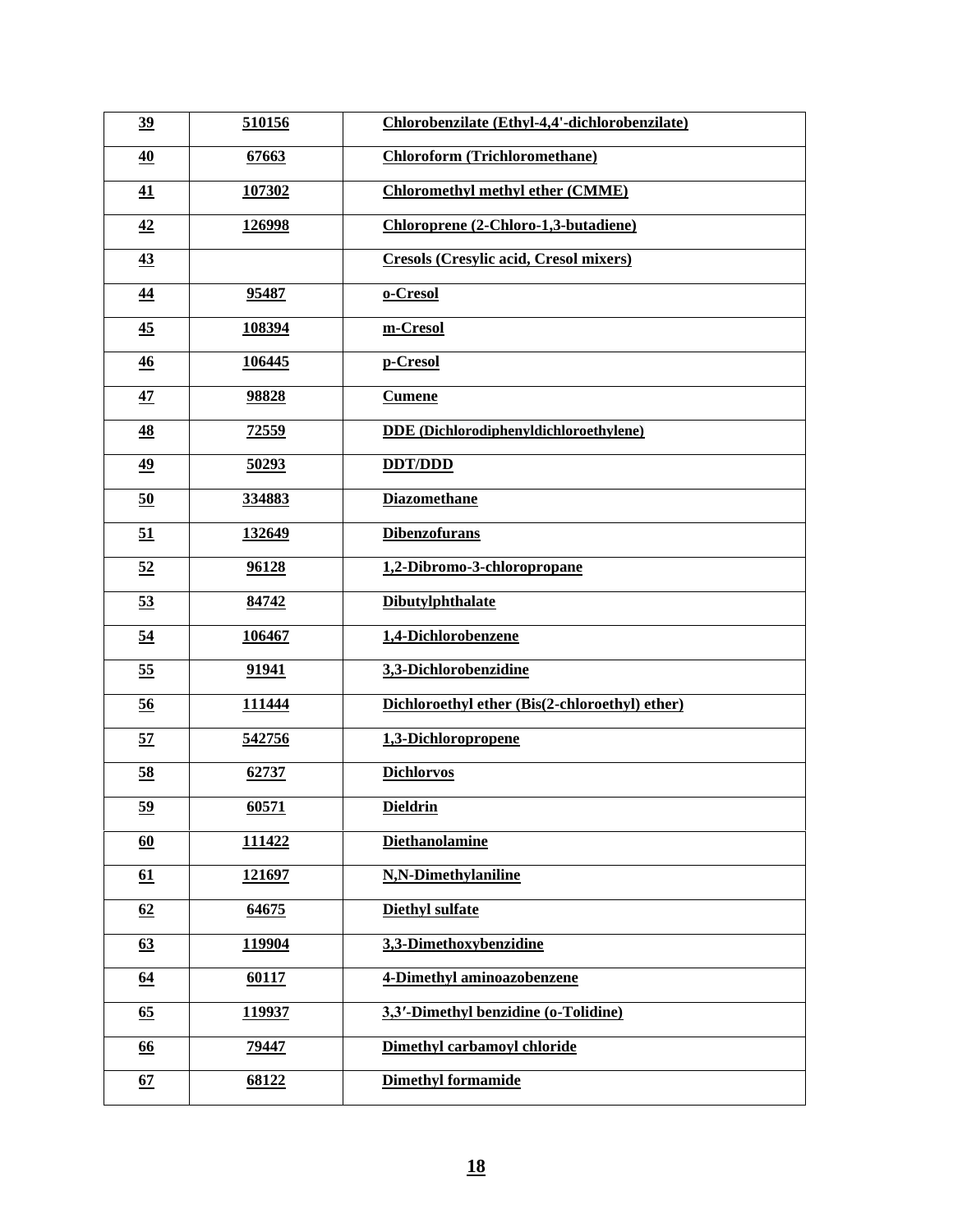| 39 | 510156 | Chlorobenzilate (Ethyl-4,4'-dichlorobenzilate) |
|---|---|---|
| 40 | 67663 | Chloroform (Trichloromethane) |
| 41 | 107302 | Chloromethyl methyl ether (CMME) |
| 42 | 126998 | Chloroprene (2-Chloro-1,3-butadiene) |
| 43 | | Cresols (Cresylic acid, Cresol mixers) |
| 44 | 95487 | o-Cresol |
| 45 | 108394 | m-Cresol |
| 46 | 106445 | p-Cresol |
| 47 | 98828 | Cumene |
| 48 | 72559 | DDE (Dichlorodiphenyldichloroethylene) |
| 49 | 50293 | DDT/DDD |
| 50 | 334883 | Diazomethane |
| 51 | 132649 | Dibenzofurans |
| 52 | 96128 | 1,2-Dibromo-3-chloropropane |
| 53 | 84742 | Dibutylphthalate |
| 54 | 106467 | 1,4-Dichlorobenzene |
| 55 | 91941 | 3,3-Dichlorobenzidine |
| 56 | 111444 | Dichloroethyl ether (Bis(2-chloroethyl) ether) |
| 57 | 542756 | 1,3-Dichloropropene |
| 58 | 62737 | Dichlorvos |
| 59 | 60571 | Dieldrin |
| 60 | 111422 | Diethanolamine |
| 61 | 121697 | N,N-Dimethylaniline |
| 62 | 64675 | Diethyl sulfate |
| 63 | 119904 | 3,3-Dimethoxybenzidine |
| 64 | 60117 | 4-Dimethyl aminoazobenzene |
| 65 | 119937 | 3,3′-Dimethyl benzidine (o-Tolidine) |
| 66 | 79447 | Dimethyl carbamoyl chloride |
| 67 | 68122 | Dimethyl formamide |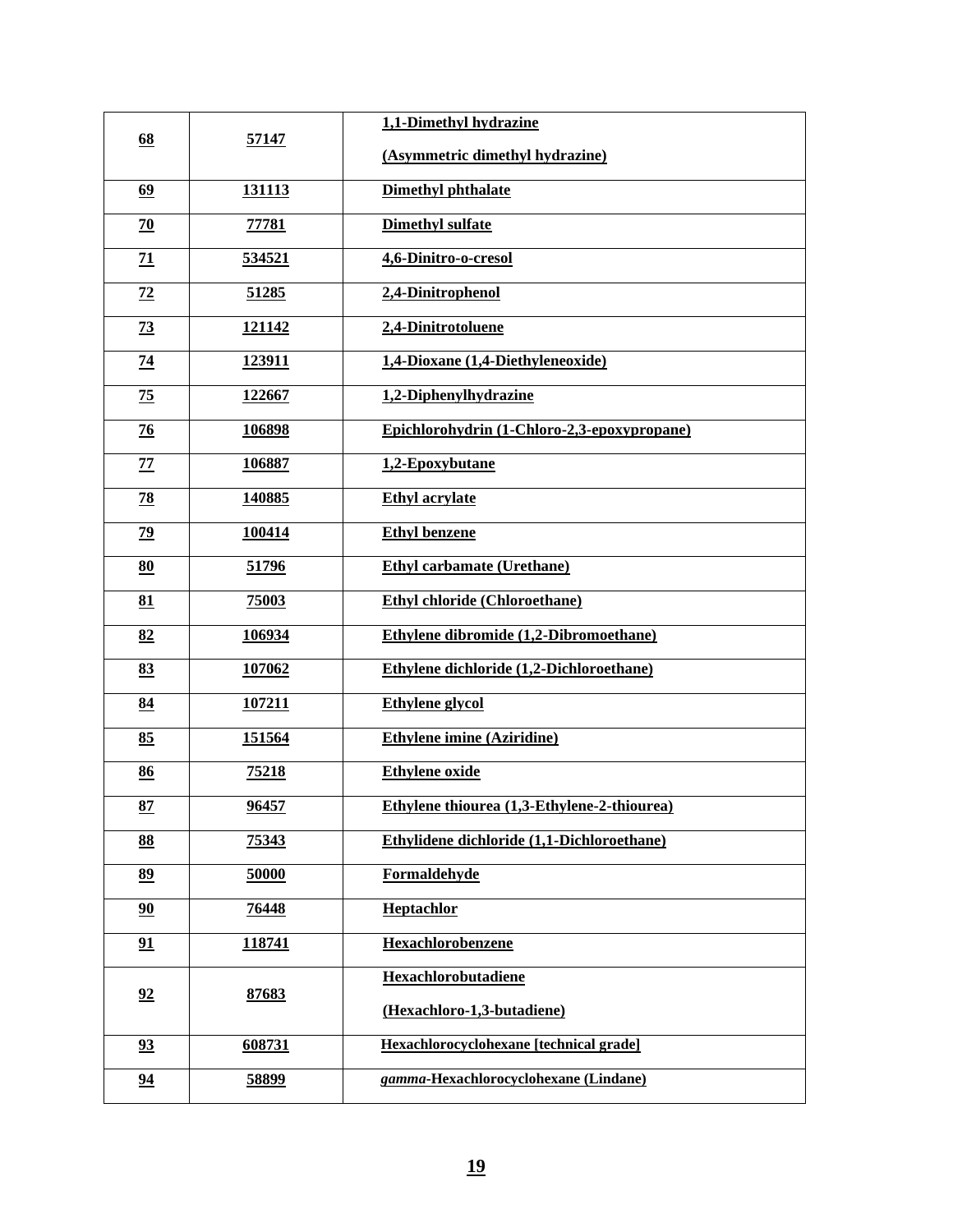| 68 | 57147 | 1,1-Dimethyl hydrazine (Asymmetric dimethyl hydrazine) |
|---|---|---|
| 69 | 131113 | Dimethyl phthalate |
| 70 | 77781 | Dimethyl sulfate |
| 71 | 534521 | 4,6-Dinitro-o-cresol |
| 72 | 51285 | 2,4-Dinitrophenol |
| 73 | 121142 | 2,4-Dinitrotoluene |
| 74 | 123911 | 1,4-Dioxane (1,4-Diethyleneoxide) |
| 75 | 122667 | 1,2-Diphenylhydrazine |
| 76 | 106898 | Epichlorohydrin (1-Chloro-2,3-epoxypropane) |
| 77 | 106887 | 1,2-Epoxybutane |
| 78 | 140885 | Ethyl acrylate |
| 79 | 100414 | Ethyl benzene |
| 80 | 51796 | Ethyl carbamate (Urethane) |
| 81 | 75003 | Ethyl chloride (Chloroethane) |
| 82 | 106934 | Ethylene dibromide (1,2-Dibromoethane) |
| 83 | 107062 | Ethylene dichloride (1,2-Dichloroethane) |
| 84 | 107211 | Ethylene glycol |
| 85 | 151564 | Ethylene imine (Aziridine) |
| 86 | 75218 | Ethylene oxide |
| 87 | 96457 | Ethylene thiourea (1,3-Ethylene-2-thiourea) |
| 88 | 75343 | Ethylidene dichloride (1,1-Dichloroethane) |
| 89 | 50000 | Formaldehyde |
| 90 | 76448 | Heptachlor |
| 91 | 118741 | Hexachlorobenzene |
| 92 | 87683 | Hexachlorobutadiene (Hexachloro-1,3-butadiene) |
| 93 | 608731 | Hexachlorocyclohexane [technical grade] |
| 94 | 58899 | *gamma*-Hexachlorocyclohexane (Lindane) |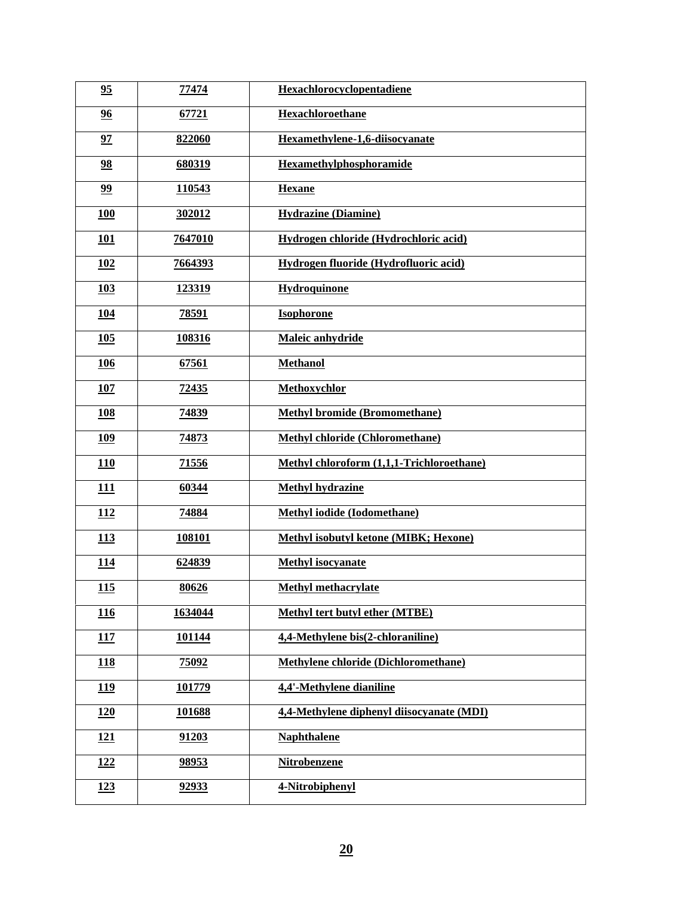| 95 | 77474 | Hexachlorocyclopentadiene |
|---|---|---|
| 96 | 67721 | Hexachloroethane |
| 97 | 822060 | Hexamethylene-1,6-diisocyanate |
| 98 | 680319 | Hexamethylphosphoramide |
| 99 | 110543 | Hexane |
| 100 | 302012 | Hydrazine (Diamine) |
| 101 | 7647010 | Hydrogen chloride (Hydrochloric acid) |
| 102 | 7664393 | Hydrogen fluoride (Hydrofluoric acid) |
| 103 | 123319 | Hydroquinone |
| 104 | 78591 | Isophorone |
| 105 | 108316 | Maleic anhydride |
| 106 | 67561 | Methanol |
| 107 | 72435 | Methoxychlor |
| 108 | 74839 | Methyl bromide (Bromomethane) |
| 109 | 74873 | Methyl chloride (Chloromethane) |
| 110 | 71556 | Methyl chloroform (1,1,1-Trichloroethane) |
| 111 | 60344 | Methyl hydrazine |
| 112 | 74884 | Methyl iodide (Iodomethane) |
| 113 | 108101 | Methyl isobutyl ketone (MIBK; Hexone) |
| 114 | 624839 | Methyl isocyanate |
| 115 | 80626 | Methyl methacrylate |
| 116 | 1634044 | Methyl tert butyl ether (MTBE) |
| 117 | 101144 | 4,4-Methylene bis(2-chloraniline) |
| 118 | 75092 | Methylene chloride (Dichloromethane) |
| 119 | 101779 | 4,4'-Methylene dianiline |
| 120 | 101688 | 4,4-Methylene diphenyl diisocyanate (MDI) |
| 121 | 91203 | Naphthalene |
| 122 | 98953 | Nitrobenzene |
| 123 | 92933 | 4-Nitrobiphenyl |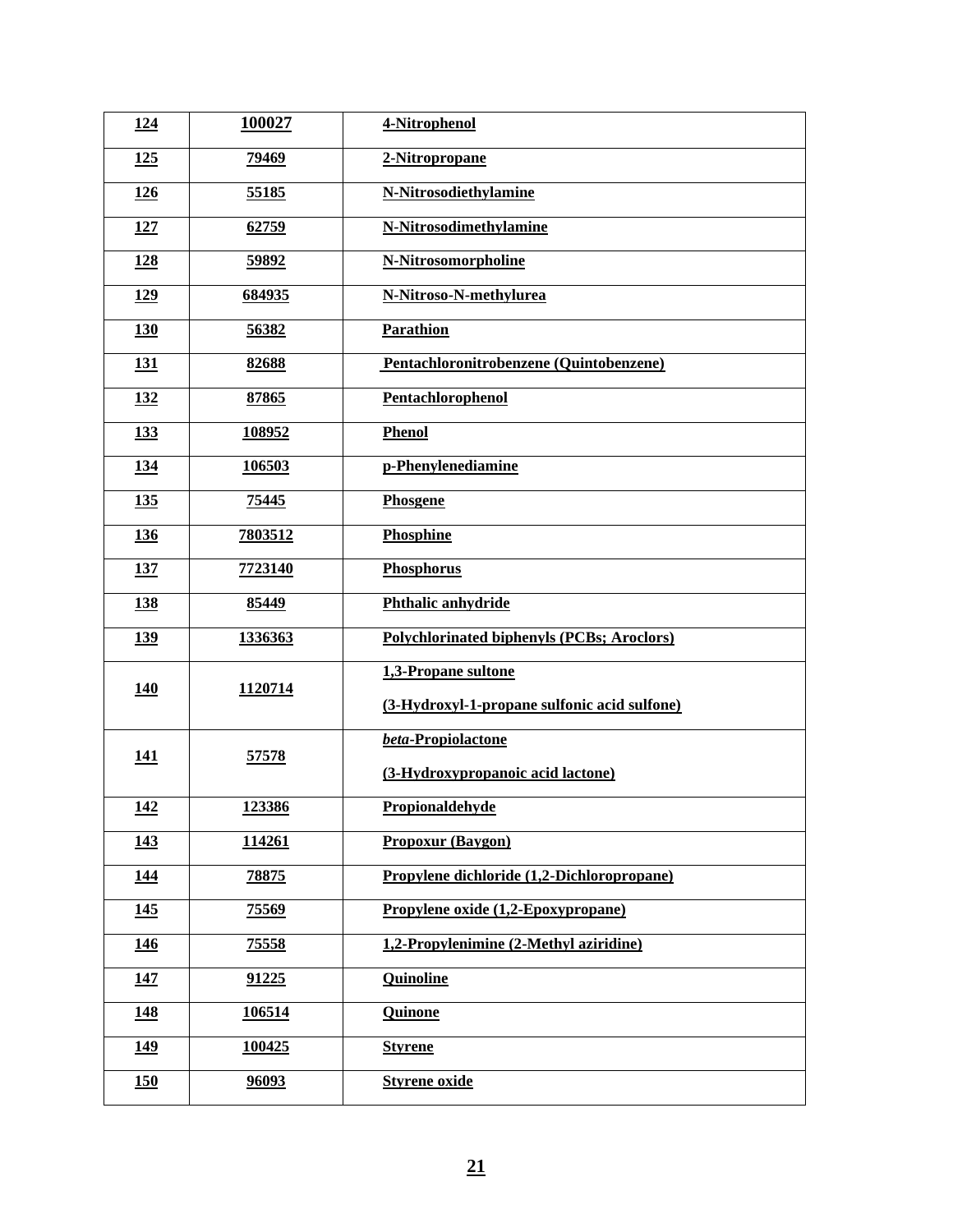| 124 | 100027 | 4-Nitrophenol |
|---|---|---|
| 125 | 79469 | 2-Nitropropane |
| 126 | 55185 | N-Nitrosodiethylamine |
| 127 | 62759 | N-Nitrosodimethylamine |
| 128 | 59892 | N-Nitrosomorpholine |
| 129 | 684935 | N-Nitroso-N-methylurea |
| 130 | 56382 | Parathion |
| 131 | 82688 | Pentachloronitrobenzene (Quintobenzene) |
| 132 | 87865 | Pentachlorophenol |
| 133 | 108952 | Phenol |
| 134 | 106503 | p-Phenylenediamine |
| 135 | 75445 | Phosgene |
| 136 | 7803512 | Phosphine |
| 137 | 7723140 | Phosphorus |
| 138 | 85449 | Phthalic anhydride |
| 139 | 1336363 | Polychlorinated biphenyls (PCBs; Aroclors) |
| 140 | 1120714 | 1,3-Propane sultone<br>(3-Hydroxyl-1-propane sulfonic acid sulfone) |
| 141 | 57578 | *beta*-Propiolactone<br>(3-Hydroxypropanoic acid lactone) |
| 142 | 123386 | Propionaldehyde |
| 143 | 114261 | Propoxur (Baygon) |
| 144 | 78875 | Propylene dichloride (1,2-Dichloropropane) |
| 145 | 75569 | Propylene oxide (1,2-Epoxypropane) |
| 146 | 75558 | 1,2-Propylenimine (2-Methyl aziridine) |
| 147 | 91225 | Quinoline |
| 148 | 106514 | Quinone |
| 149 | 100425 | Styrene |
| 150 | 96093 | Styrene oxide |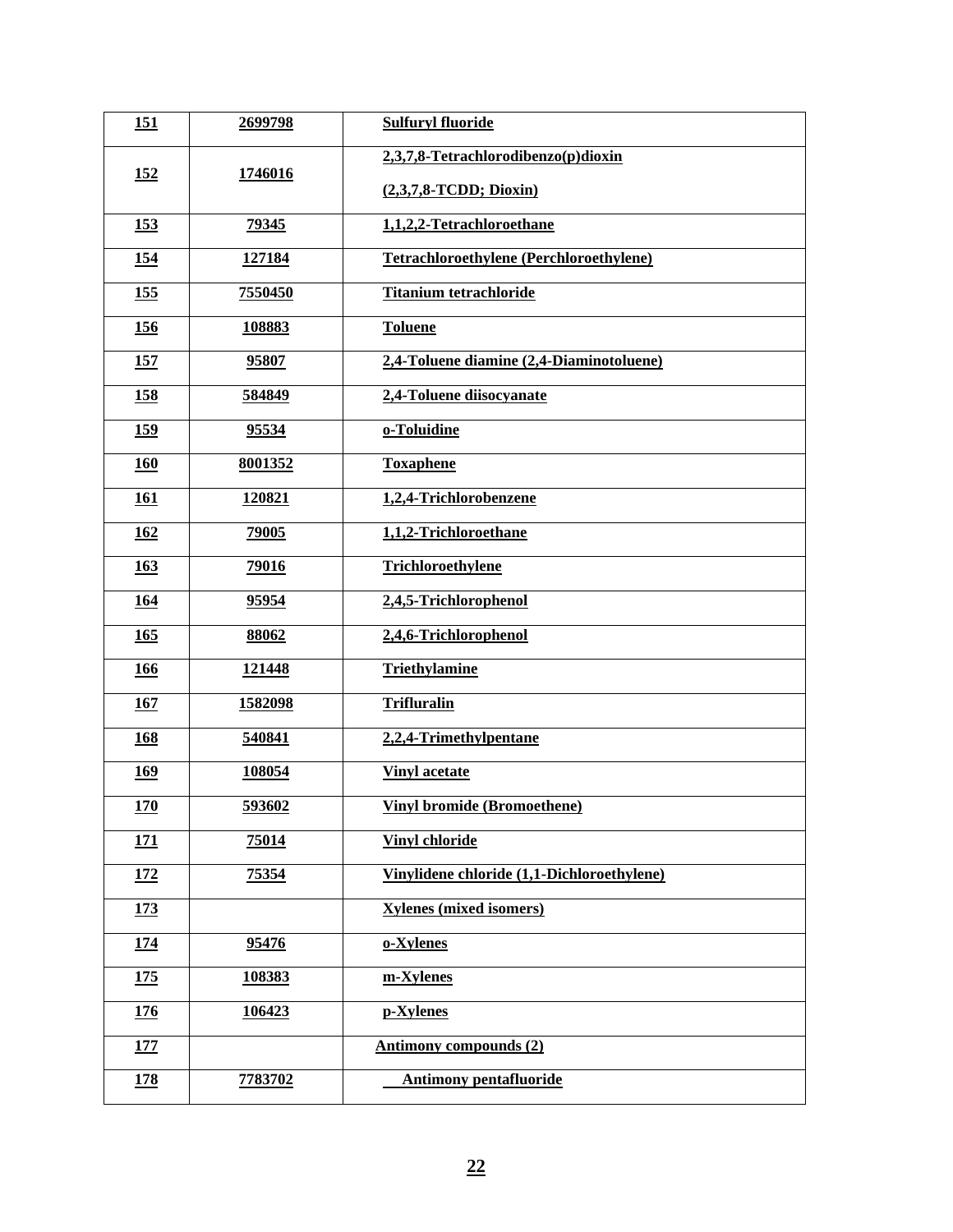| 151 | 2699798 | Sulfuryl fluoride |
|---|---|---|
| 152 | 1746016 | 2,3,7,8-Tetrachlorodibenzo(p)dioxin (2,3,7,8-TCDD; Dioxin) |
| 153 | 79345 | 1,1,2,2-Tetrachloroethane |
| 154 | 127184 | Tetrachloroethylene (Perchloroethylene) |
| 155 | 7550450 | Titanium tetrachloride |
| 156 | 108883 | Toluene |
| 157 | 95807 | 2,4-Toluene diamine (2,4-Diaminotoluene) |
| 158 | 584849 | 2,4-Toluene diisocyanate |
| 159 | 95534 | o-Toluidine |
| 160 | 8001352 | Toxaphene |
| 161 | 120821 | 1,2,4-Trichlorobenzene |
| 162 | 79005 | 1,1,2-Trichloroethane |
| 163 | 79016 | Trichloroethylene |
| 164 | 95954 | 2,4,5-Trichlorophenol |
| 165 | 88062 | 2,4,6-Trichlorophenol |
| 166 | 121448 | Triethylamine |
| 167 | 1582098 | Trifluralin |
| 168 | 540841 | 2,2,4-Trimethylpentane |
| 169 | 108054 | Vinyl acetate |
| 170 | 593602 | Vinyl bromide (Bromoethene) |
| 171 | 75014 | Vinyl chloride |
| 172 | 75354 | Vinylidene chloride (1,1-Dichloroethylene) |
| 173 | | Xylenes (mixed isomers) |
| 174 | 95476 | o-Xylenes |
| 175 | 108383 | m-Xylenes |
| 176 | 106423 | p-Xylenes |
| 177 | | Antimony compounds (2) |
| 178 | 7783702 | Antimony pentafluoride |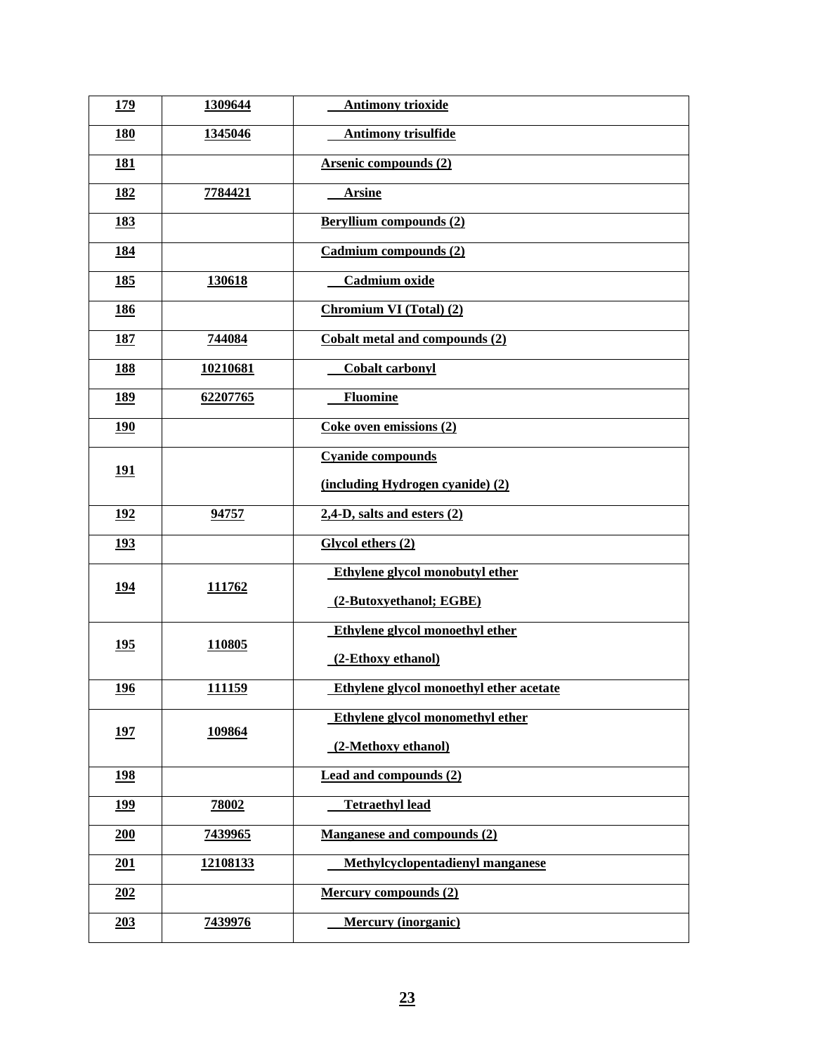| | | |
|---|---|---|
| 179 | 1309644 | Antimony trioxide |
| 180 | 1345046 | Antimony trisulfide |
| 181 | | Arsenic compounds (2) |
| 182 | 7784421 | Arsine |
| 183 | | Beryllium compounds (2) |
| 184 | | Cadmium compounds (2) |
| 185 | 130618 | Cadmium oxide |
| 186 | | Chromium VI (Total) (2) |
| 187 | 744084 | Cobalt metal and compounds (2) |
| 188 | 10210681 | Cobalt carbonyl |
| 189 | 62207765 | Fluomine |
| 190 | | Coke oven emissions (2) |
| 191 | | Cyanide compounds (including Hydrogen cyanide) (2) |
| 192 | 94757 | 2,4-D, salts and esters (2) |
| 193 | | Glycol ethers (2) |
| 194 | 111762 | Ethylene glycol monobutyl ether (2-Butoxyethanol; EGBE) |
| 195 | 110805 | Ethylene glycol monoethyl ether (2-Ethoxy ethanol) |
| 196 | 111159 | Ethylene glycol monoethyl ether acetate |
| 197 | 109864 | Ethylene glycol monomethyl ether (2-Methoxy ethanol) |
| 198 | | Lead and compounds (2) |
| 199 | 78002 | Tetraethyl lead |
| 200 | 7439965 | Manganese and compounds (2) |
| 201 | 12108133 | Methylcyclopentadienyl manganese |
| 202 | | Mercury compounds (2) |
| 203 | 7439976 | Mercury (inorganic) |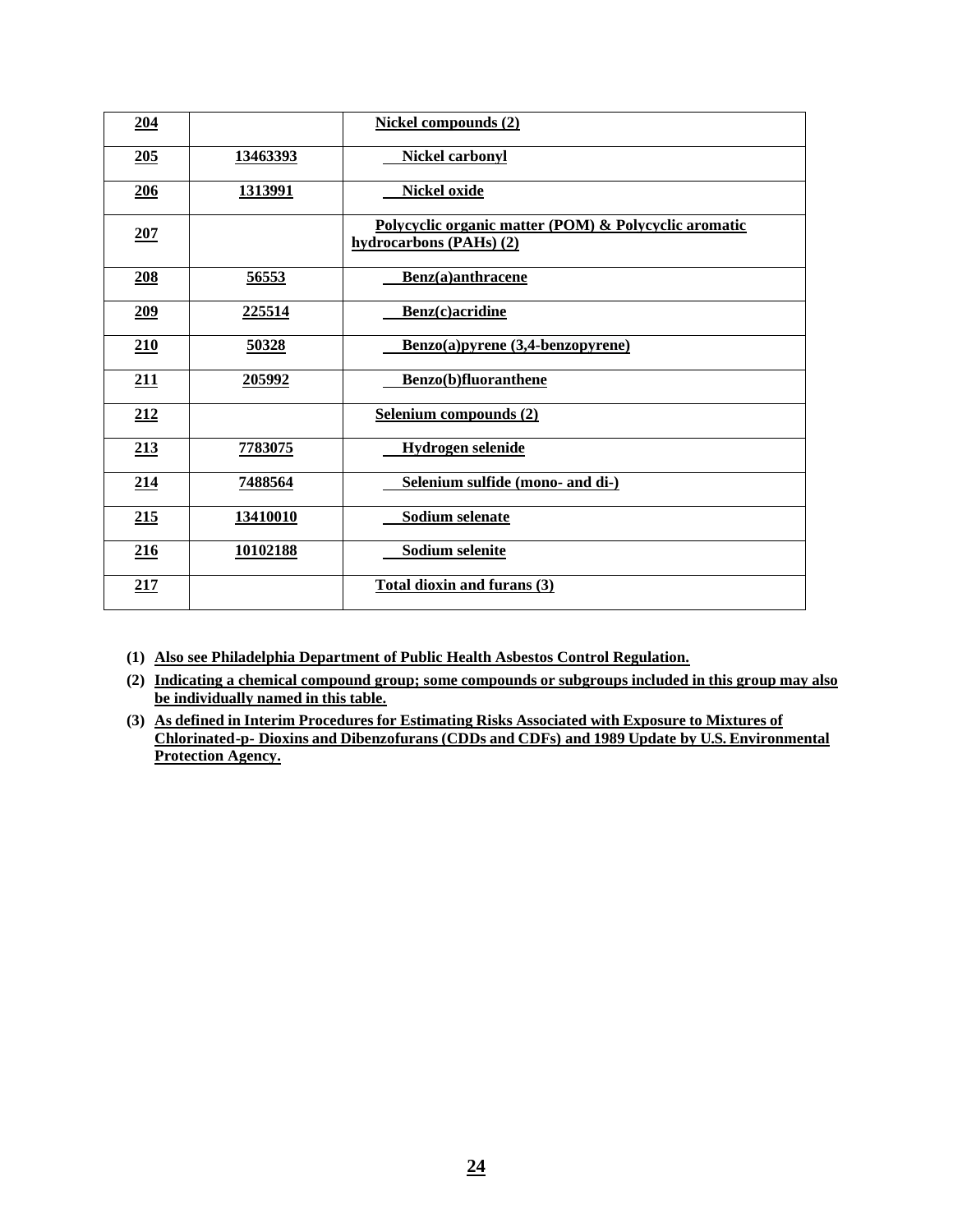| | | |
|---|---|---|
| **204** | | **Nickel compounds (2)** |
| **205** | **13463393** | **Nickel carbonyl** |
| **206** | **1313991** | **Nickel oxide** |
| **207** | | **Polycyclic organic matter (POM) & Polycyclic aromatic hydrocarbons (PAHs) (2)** |
| **208** | **56553** | **Benz(a)anthracene** |
| **209** | **225514** | **Benz(c)acridine** |
| **210** | **50328** | **Benzo(a)pyrene (3,4-benzopyrene)** |
| **211** | **205992** | **Benzo(b)fluoranthene** |
| **212** | | **Selenium compounds (2)** |
| **213** | **7783075** | **Hydrogen selenide** |
| **214** | **7488564** | **Selenium sulfide (mono- and di-)** |
| **215** | **13410010** | **Sodium selenate** |
| **216** | **10102188** | **Sodium selenite** |
| **217** | | **Total dioxin and furans (3)** |

**(1) Also see Philadelphia Department of Public Health Asbestos Control Regulation.**

**(2) Indicating a chemical compound group; some compounds or subgroups included in this group may also be individually named in this table.**

**(3) As defined in Interim Procedures for Estimating Risks Associated with Exposure to Mixtures of Chlorinated-p- Dioxins and Dibenzofurans (CDDs and CDFs) and 1989 Update by U.S. Environmental Protection Agency.**